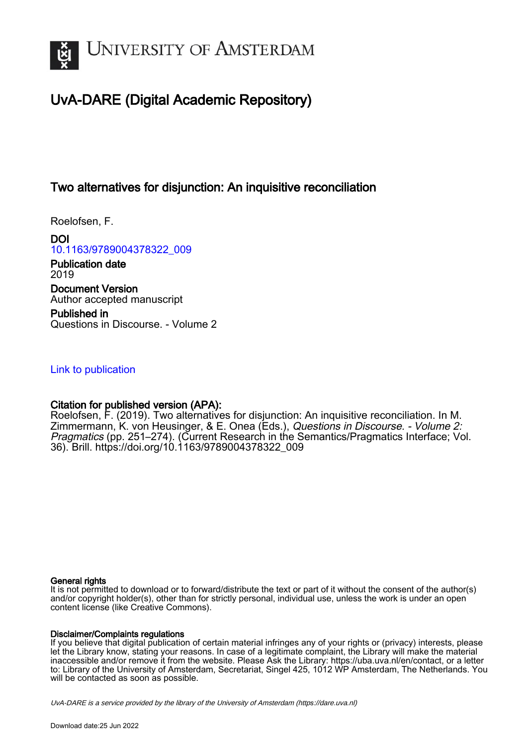# University of Amsterdam

## UvA-DARE (Digital Academic Repository)

### Two alternatives for disjunction: An inquisitive reconciliation

Roelofsen, F.

**DOI**
10.1163/9789004378322_009

**Publication date**
2019

**Document Version**
Author accepted manuscript

**Published in**
Questions in Discourse. - Volume 2

Link to publication

**Citation for published version (APA):**
Roelofsen, F. (2019). Two alternatives for disjunction: An inquisitive reconciliation. In M. Zimmermann, K. von Heusinger, & E. Onea (Eds.), *Questions in Discourse. - Volume 2: Pragmatics* (pp. 251–274). (Current Research in the Semantics/Pragmatics Interface; Vol. 36). Brill. https://doi.org/10.1163/9789004378322_009

**General rights**
It is not permitted to download or to forward/distribute the text or part of it without the consent of the author(s) and/or copyright holder(s), other than for strictly personal, individual use, unless the work is under an open content license (like Creative Commons).

**Disclaimer/Complaints regulations**
If you believe that digital publication of certain material infringes any of your rights or (privacy) interests, please let the Library know, stating your reasons. In case of a legitimate complaint, the Library will make the material inaccessible and/or remove it from the website. Please Ask the Library: https://uba.uva.nl/en/contact, or a letter to: Library of the University of Amsterdam, Secretariat, Singel 425, 1012 WP Amsterdam, The Netherlands. You will be contacted as soon as possible.

*UvA-DARE is a service provided by the library of the University of Amsterdam (https://dare.uva.nl)*

Download date:25 Jun 2022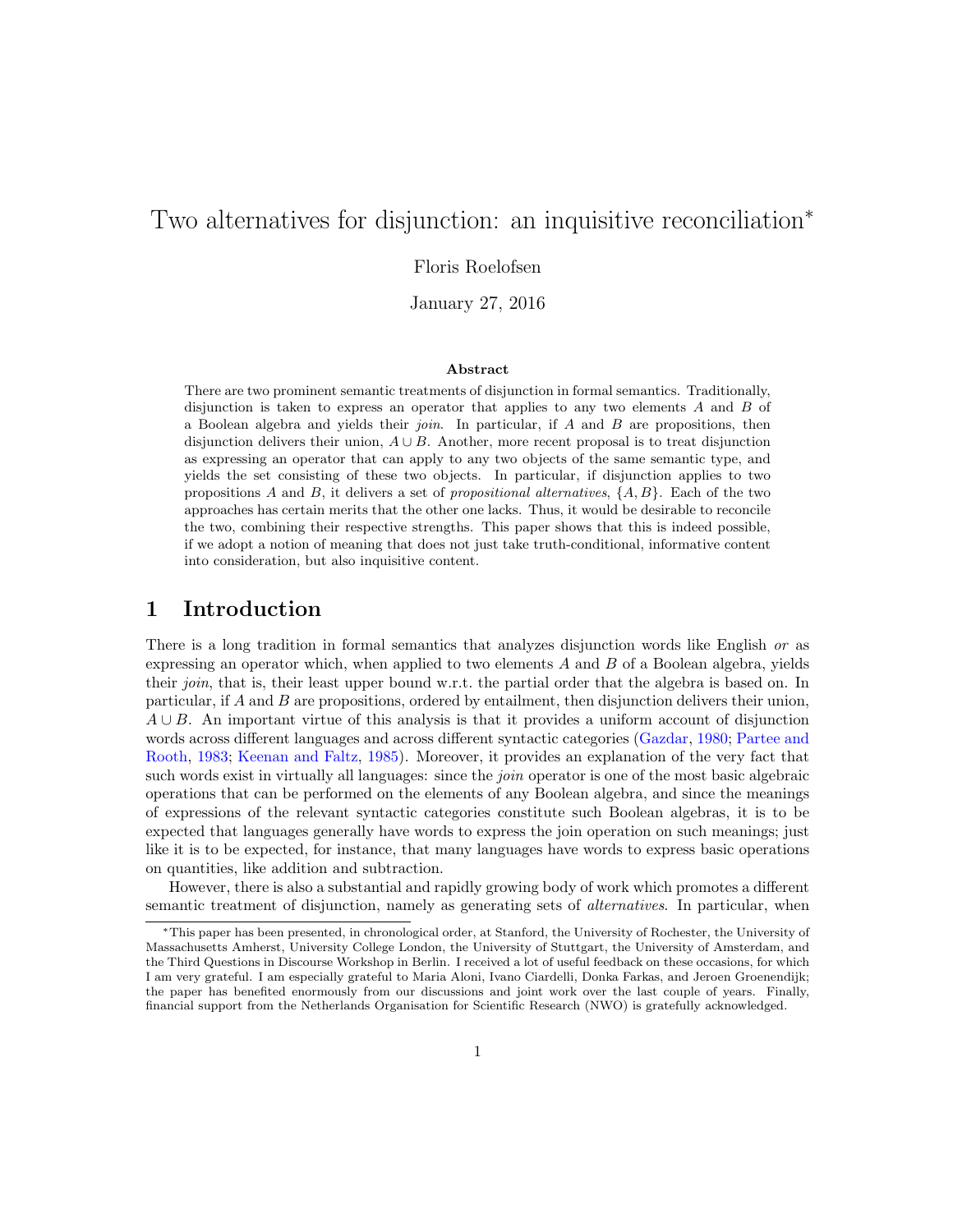# Two alternatives for disjunction: an inquisitive reconciliation[*]

Floris Roelofsen

January 27, 2016

### Abstract

There are two prominent semantic treatments of disjunction in formal semantics. Traditionally, disjunction is taken to express an operator that applies to any two elements $A$ and $B$ of a Boolean algebra and yields their *join*. In particular, if $A$ and $B$ are propositions, then disjunction delivers their union, $A \cup B$. Another, more recent proposal is to treat disjunction as expressing an operator that can apply to any two objects of the same semantic type, and yields the set consisting of these two objects. In particular, if disjunction applies to two propositions $A$ and $B$, it delivers a set of *propositional alternatives*, $\{A, B\}$. Each of the two approaches has certain merits that the other one lacks. Thus, it would be desirable to reconcile the two, combining their respective strengths. This paper shows that this is indeed possible, if we adopt a notion of meaning that does not just take truth-conditional, informative content into consideration, but also inquisitive content.

## 1 Introduction

There is a long tradition in formal semantics that analyzes disjunction words like English *or* as expressing an operator which, when applied to two elements $A$ and $B$ of a Boolean algebra, yields their *join*, that is, their least upper bound w.r.t. the partial order that the algebra is based on. In particular, if $A$ and $B$ are propositions, ordered by entailment, then disjunction delivers their union, $A \cup B$. An important virtue of this analysis is that it provides a uniform account of disjunction words across different languages and across different syntactic categories (Gazdar, 1980; Partee and Rooth, 1983; Keenan and Faltz, 1985). Moreover, it provides an explanation of the very fact that such words exist in virtually all languages: since the *join* operator is one of the most basic algebraic operations that can be performed on the elements of any Boolean algebra, and since the meanings of expressions of the relevant syntactic categories constitute such Boolean algebras, it is to be expected that languages generally have words to express the join operation on such meanings; just like it is to be expected, for instance, that many languages have words to express basic operations on quantities, like addition and subtraction.

However, there is also a substantial and rapidly growing body of work which promotes a different semantic treatment of disjunction, namely as generating sets of *alternatives*. In particular, when

---

[*]This paper has been presented, in chronological order, at Stanford, the University of Rochester, the University of Massachusetts Amherst, University College London, the University of Stuttgart, the University of Amsterdam, and the Third Questions in Discourse Workshop in Berlin. I received a lot of useful feedback on these occasions, for which I am very grateful. I am especially grateful to Maria Aloni, Ivano Ciardelli, Donka Farkas, and Jeroen Groenendijk; the paper has benefited enormously from our discussions and joint work over the last couple of years. Finally, financial support from the Netherlands Organisation for Scientific Research (NWO) is gratefully acknowledged.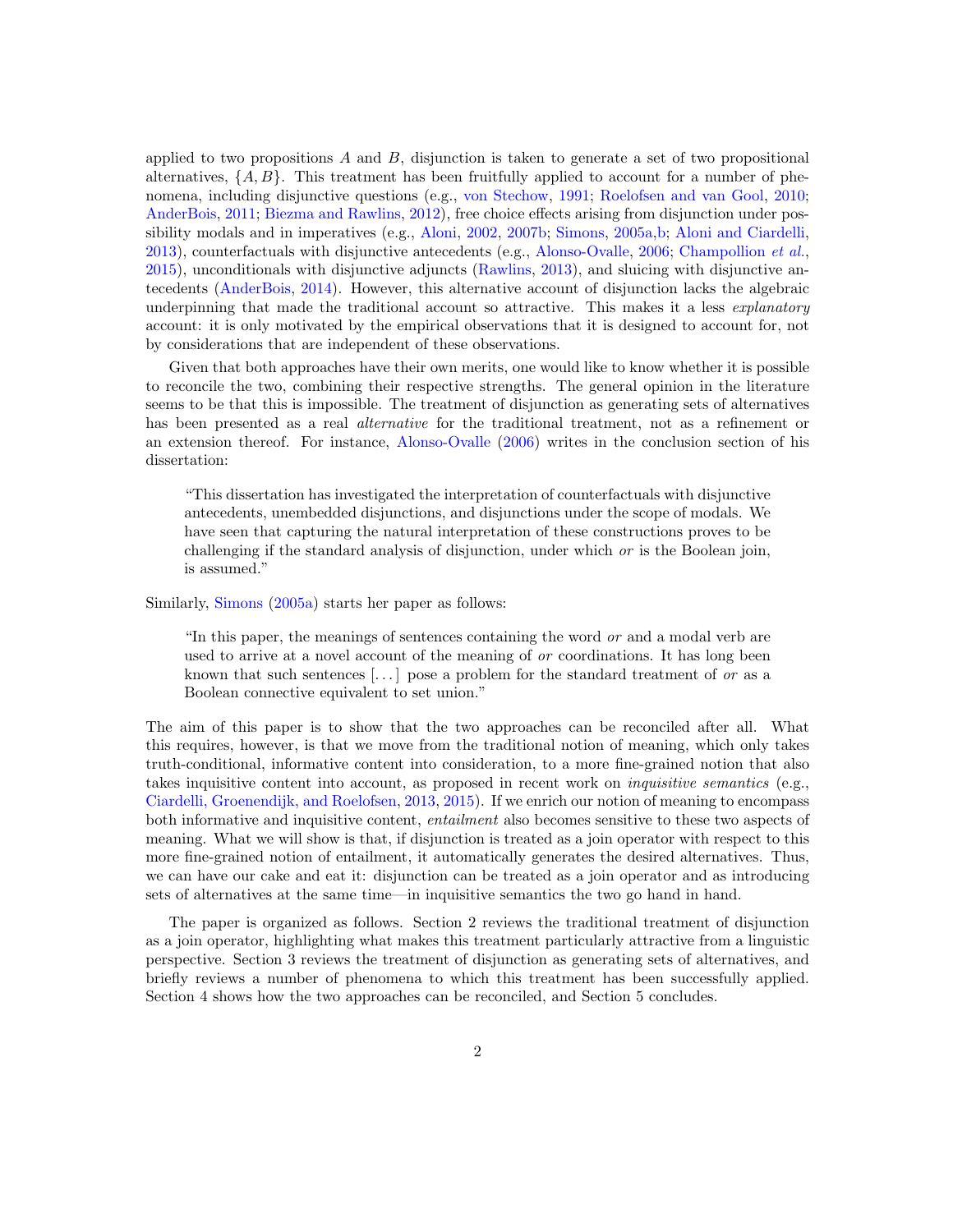applied to two propositions $A$ and $B$, disjunction is taken to generate a set of two propositional alternatives, $\{A, B\}$. This treatment has been fruitfully applied to account for a number of phenomena, including disjunctive questions (e.g., von Stechow, 1991; Roelofsen and van Gool, 2010; AnderBois, 2011; Biezma and Rawlins, 2012), free choice effects arising from disjunction under possibility modals and in imperatives (e.g., Aloni, 2002, 2007b; Simons, 2005a,b; Aloni and Ciardelli, 2013), counterfactuals with disjunctive antecedents (e.g., Alonso-Ovalle, 2006; Champollion *et al.*, 2015), unconditionals with disjunctive adjuncts (Rawlins, 2013), and sluicing with disjunctive antecedents (AnderBois, 2014). However, this alternative account of disjunction lacks the algebraic underpinning that made the traditional account so attractive. This makes it a less *explanatory* account: it is only motivated by the empirical observations that it is designed to account for, not by considerations that are independent of these observations.

Given that both approaches have their own merits, one would like to know whether it is possible to reconcile the two, combining their respective strengths. The general opinion in the literature seems to be that this is impossible. The treatment of disjunction as generating sets of alternatives has been presented as a real *alternative* for the traditional treatment, not as a refinement or an extension thereof. For instance, Alonso-Ovalle (2006) writes in the conclusion section of his dissertation:

> "This dissertation has investigated the interpretation of counterfactuals with disjunctive antecedents, unembedded disjunctions, and disjunctions under the scope of modals. We have seen that capturing the natural interpretation of these constructions proves to be challenging if the standard analysis of disjunction, under which *or* is the Boolean join, is assumed."

Similarly, Simons (2005a) starts her paper as follows:

> "In this paper, the meanings of sentences containing the word *or* and a modal verb are used to arrive at a novel account of the meaning of *or* coordinations. It has long been known that such sentences [...] pose a problem for the standard treatment of *or* as a Boolean connective equivalent to set union."

The aim of this paper is to show that the two approaches can be reconciled after all. What this requires, however, is that we move from the traditional notion of meaning, which only takes truth-conditional, informative content into consideration, to a more fine-grained notion that also takes inquisitive content into account, as proposed in recent work on *inquisitive semantics* (e.g., Ciardelli, Groenendijk, and Roelofsen, 2013, 2015). If we enrich our notion of meaning to encompass both informative and inquisitive content, *entailment* also becomes sensitive to these two aspects of meaning. What we will show is that, if disjunction is treated as a join operator with respect to this more fine-grained notion of entailment, it automatically generates the desired alternatives. Thus, we can have our cake and eat it: disjunction can be treated as a join operator and as introducing sets of alternatives at the same time—in inquisitive semantics the two go hand in hand.

The paper is organized as follows. Section 2 reviews the traditional treatment of disjunction as a join operator, highlighting what makes this treatment particularly attractive from a linguistic perspective. Section 3 reviews the treatment of disjunction as generating sets of alternatives, and briefly reviews a number of phenomena to which this treatment has been successfully applied. Section 4 shows how the two approaches can be reconciled, and Section 5 concludes.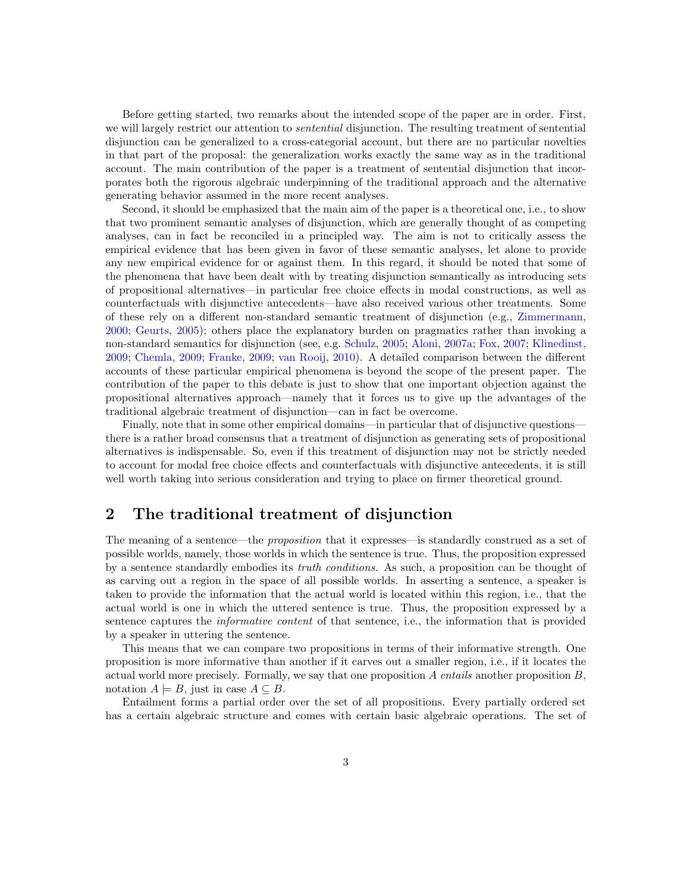Before getting started, two remarks about the intended scope of the paper are in order. First, we will largely restrict our attention to *sentential* disjunction. The resulting treatment of sentential disjunction can be generalized to a cross-categorial account, but there are no particular novelties in that part of the proposal: the generalization works exactly the same way as in the traditional account. The main contribution of the paper is a treatment of sentential disjunction that incorporates both the rigorous algebraic underpinning of the traditional approach and the alternative generating behavior assumed in the more recent analyses.

Second, it should be emphasized that the main aim of the paper is a theoretical one, i.e., to show that two prominent semantic analyses of disjunction, which are generally thought of as competing analyses, can in fact be reconciled in a principled way. The aim is not to critically assess the empirical evidence that has been given in favor of these semantic analyses, let alone to provide any new empirical evidence for or against them. In this regard, it should be noted that some of the phenomena that have been dealt with by treating disjunction semantically as introducing sets of propositional alternatives—in particular free choice effects in modal constructions, as well as counterfactuals with disjunctive antecedents—have also received various other treatments. Some of these rely on a different non-standard semantic treatment of disjunction (e.g., Zimmermann, 2000; Geurts, 2005); others place the explanatory burden on pragmatics rather than invoking a non-standard semantics for disjunction (see, e.g. Schulz, 2005; Aloni, 2007a; Fox, 2007; Klinedinst, 2009; Chemla, 2009; Franke, 2009; van Rooij, 2010). A detailed comparison between the different accounts of these particular empirical phenomena is beyond the scope of the present paper. The contribution of the paper to this debate is just to show that one important objection against the propositional alternatives approach—namely that it forces us to give up the advantages of the traditional algebraic treatment of disjunction—can in fact be overcome.

Finally, note that in some other empirical domains—in particular that of disjunctive questions—there is a rather broad consensus that a treatment of disjunction as generating sets of propositional alternatives is indispensable. So, even if this treatment of disjunction may not be strictly needed to account for modal free choice effects and counterfactuals with disjunctive antecedents, it is still well worth taking into serious consideration and trying to place on firmer theoretical ground.

## 2 The traditional treatment of disjunction

The meaning of a sentence—the *proposition* that it expresses—is standardly construed as a set of possible worlds, namely, those worlds in which the sentence is true. Thus, the proposition expressed by a sentence standardly embodies its *truth conditions*. As such, a proposition can be thought of as carving out a region in the space of all possible worlds. In asserting a sentence, a speaker is taken to provide the information that the actual world is located within this region, i.e., that the actual world is one in which the uttered sentence is true. Thus, the proposition expressed by a sentence captures the *informative content* of that sentence, i.e., the information that is provided by a speaker in uttering the sentence.

This means that we can compare two propositions in terms of their informative strength. One proposition is more informative than another if it carves out a smaller region, i.e., if it locates the actual world more precisely. Formally, we say that one proposition $A$ *entails* another proposition $B$, notation $A \models B$, just in case $A \subseteq B$.

Entailment forms a partial order over the set of all propositions. Every partially ordered set has a certain algebraic structure and comes with certain basic algebraic operations. The set of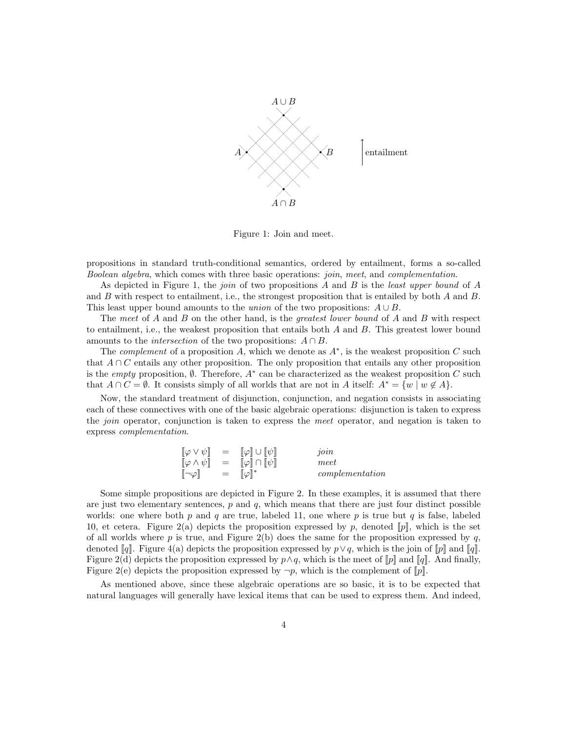Figure 1: Join and meet.

propositions in standard truth-conditional semantics, ordered by entailment, forms a so-called *Boolean algebra*, which comes with three basic operations: *join*, *meet*, and *complementation*.

As depicted in Figure 1, the *join* of two propositions $A$ and $B$ is the *least upper bound* of $A$ and $B$ with respect to entailment, i.e., the strongest proposition that is entailed by both $A$ and $B$. This least upper bound amounts to the *union* of the two propositions: $A \cup B$.

The *meet* of $A$ and $B$ on the other hand, is the *greatest lower bound* of $A$ and $B$ with respect to entailment, i.e., the weakest proposition that entails both $A$ and $B$. This greatest lower bound amounts to the *intersection* of the two propositions: $A \cap B$.

The *complement* of a proposition $A$, which we denote as $A^*$, is the weakest proposition $C$ such that $A \cap C$ entails any other proposition. The only proposition that entails any other proposition is the *empty* proposition, $\emptyset$. Therefore, $A^*$ can be characterized as the weakest proposition $C$ such that $A \cap C = \emptyset$. It consists simply of all worlds that are not in $A$ itself: $A^* = \{w \mid w \notin A\}$.

Now, the standard treatment of disjunction, conjunction, and negation consists in associating each of these connectives with one of the basic algebraic operations: disjunction is taken to express the *join* operator, conjunction is taken to express the *meet* operator, and negation is taken to express *complementation*.

$$
\begin{array}{lcll}
[\![\varphi \vee \psi]\!] & = & [\![\varphi]\!] \cup [\![\psi]\!] & \textit{join} \\
[\![\varphi \wedge \psi]\!] & = & [\![\varphi]\!] \cap [\![\psi]\!] & \textit{meet} \\
[\![\neg\varphi]\!] & = & [\![\varphi]\!]^* & \textit{complementation}
\end{array}
$$

Some simple propositions are depicted in Figure 2. In these examples, it is assumed that there are just two elementary sentences, $p$ and $q$, which means that there are just four distinct possible worlds: one where both $p$ and $q$ are true, labeled 11, one where $p$ is true but $q$ is false, labeled 10, et cetera. Figure 2(a) depicts the proposition expressed by $p$, denoted $[\![p]\!]$, which is the set of all worlds where $p$ is true, and Figure 2(b) does the same for the proposition expressed by $q$, denoted $[\![q]\!]$. Figure 4(a) depicts the proposition expressed by $p \vee q$, which is the join of $[\![p]\!]$ and $[\![q]\!]$. Figure 2(d) depicts the proposition expressed by $p \wedge q$, which is the meet of $[\![p]\!]$ and $[\![q]\!]$. And finally, Figure 2(e) depicts the proposition expressed by $\neg p$, which is the complement of $[\![p]\!]$.

As mentioned above, since these algebraic operations are so basic, it is to be expected that natural languages will generally have lexical items that can be used to express them. And indeed,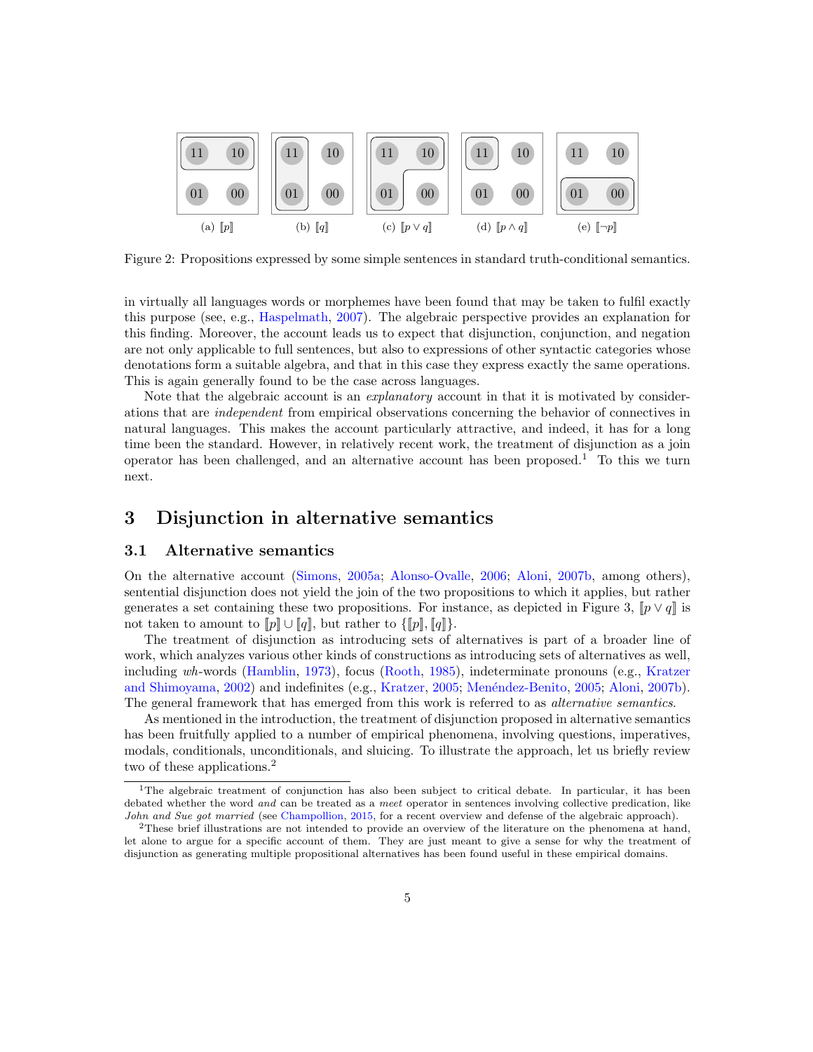(a) $[\![p]\!]$ (b) $[\![q]\!]$ (c) $[\![p \vee q]\!]$ (d) $[\![p \wedge q]\!]$ (e) $[\![\neg p]\!]$

Figure 2: Propositions expressed by some simple sentences in standard truth-conditional semantics.

in virtually all languages words or morphemes have been found that may be taken to fulfil exactly this purpose (see, e.g., Haspelmath, 2007). The algebraic perspective provides an explanation for this finding. Moreover, the account leads us to expect that disjunction, conjunction, and negation are not only applicable to full sentences, but also to expressions of other syntactic categories whose denotations form a suitable algebra, and that in this case they express exactly the same operations. This is again generally found to be the case across languages.

Note that the algebraic account is an *explanatory* account in that it is motivated by considerations that are *independent* from empirical observations concerning the behavior of connectives in natural languages. This makes the account particularly attractive, and indeed, it has for a long time been the standard. However, in relatively recent work, the treatment of disjunction as a join operator has been challenged, and an alternative account has been proposed.[1] To this we turn next.

## 3 Disjunction in alternative semantics

### 3.1 Alternative semantics

On the alternative account (Simons, 2005a; Alonso-Ovalle, 2006; Aloni, 2007b, among others), sentential disjunction does not yield the join of the two propositions to which it applies, but rather generates a set containing these two propositions. For instance, as depicted in Figure 3, $[\![p \vee q]\!]$ is not taken to amount to $[\![p]\!] \cup [\![q]\!]$, but rather to $\{[\![p]\!], [\![q]\!]\}$.

The treatment of disjunction as introducing sets of alternatives is part of a broader line of work, which analyzes various other kinds of constructions as introducing sets of alternatives as well, including *wh*-words (Hamblin, 1973), focus (Rooth, 1985), indeterminate pronouns (e.g., Kratzer and Shimoyama, 2002) and indefinites (e.g., Kratzer, 2005; Menéndez-Benito, 2005; Aloni, 2007b). The general framework that has emerged from this work is referred to as *alternative semantics*.

As mentioned in the introduction, the treatment of disjunction proposed in alternative semantics has been fruitfully applied to a number of empirical phenomena, involving questions, imperatives, modals, conditionals, unconditionals, and sluicing. To illustrate the approach, let us briefly review two of these applications.[2]

---

[1] The algebraic treatment of conjunction has also been subject to critical debate. In particular, it has been debated whether the word *and* can be treated as a *meet* operator in sentences involving collective predication, like *John and Sue got married* (see Champollion, 2015, for a recent overview and defense of the algebraic approach).

[2] These brief illustrations are not intended to provide an overview of the literature on the phenomena at hand, let alone to argue for a specific account of them. They are just meant to give a sense for why the treatment of disjunction as generating multiple propositional alternatives has been found useful in these empirical domains.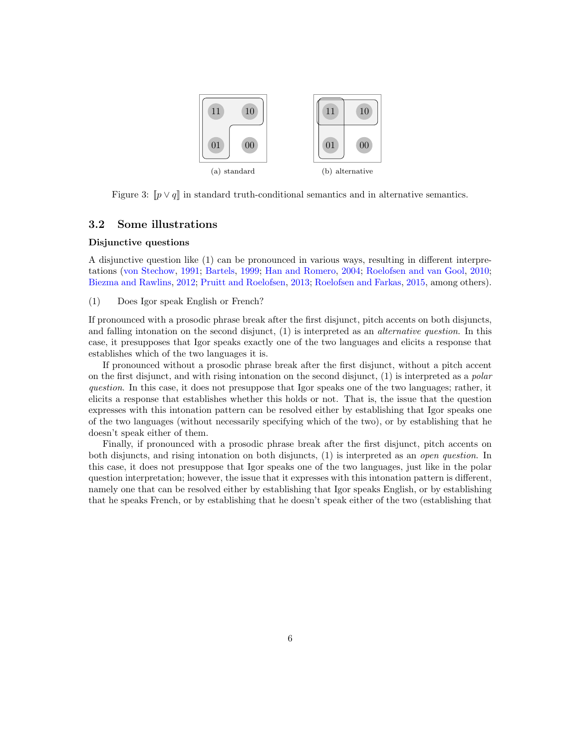(a) standard

(b) alternative

Figure 3: $[\![p \vee q]\!]$ in standard truth-conditional semantics and in alternative semantics.

## 3.2 Some illustrations

### Disjunctive questions

A disjunctive question like (1) can be pronounced in various ways, resulting in different interpretations (von Stechow, 1991; Bartels, 1999; Han and Romero, 2004; Roelofsen and van Gool, 2010; Biezma and Rawlins, 2012; Pruitt and Roelofsen, 2013; Roelofsen and Farkas, 2015, among others).

(1) Does Igor speak English or French?

If pronounced with a prosodic phrase break after the first disjunct, pitch accents on both disjuncts, and falling intonation on the second disjunct, (1) is interpreted as an *alternative question*. In this case, it presupposes that Igor speaks exactly one of the two languages and elicits a response that establishes which of the two languages it is.

If pronounced without a prosodic phrase break after the first disjunct, without a pitch accent on the first disjunct, and with rising intonation on the second disjunct, (1) is interpreted as a *polar question*. In this case, it does not presuppose that Igor speaks one of the two languages; rather, it elicits a response that establishes whether this holds or not. That is, the issue that the question expresses with this intonation pattern can be resolved either by establishing that Igor speaks one of the two languages (without necessarily specifying which of the two), or by establishing that he doesn't speak either of them.

Finally, if pronounced with a prosodic phrase break after the first disjunct, pitch accents on both disjuncts, and rising intonation on both disjuncts, (1) is interpreted as an *open question*. In this case, it does not presuppose that Igor speaks one of the two languages, just like in the polar question interpretation; however, the issue that it expresses with this intonation pattern is different, namely one that can be resolved either by establishing that Igor speaks English, or by establishing that he speaks French, or by establishing that he doesn't speak either of the two (establishing that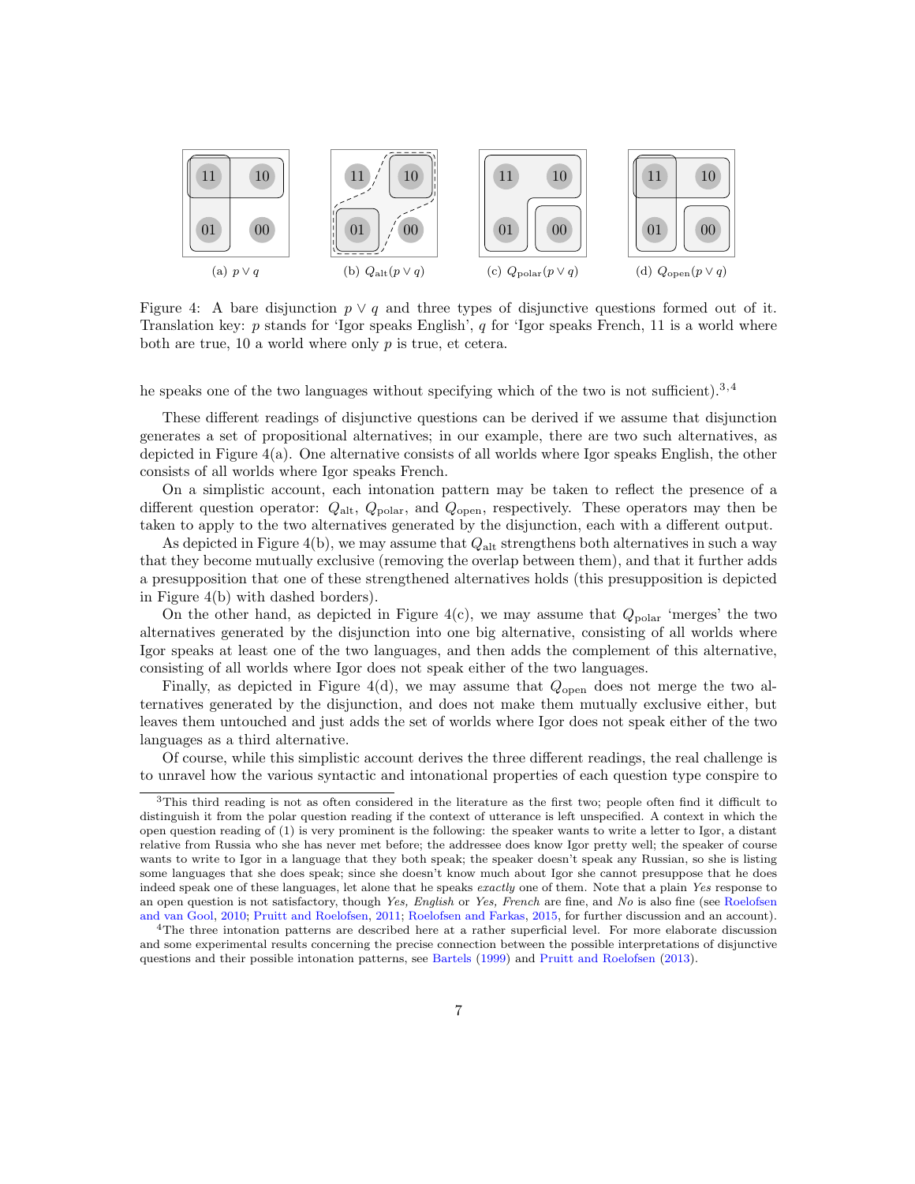(a) $p \vee q$ (b) $Q_{\text{alt}}(p \vee q)$ (c) $Q_{\text{polar}}(p \vee q)$ (d) $Q_{\text{open}}(p \vee q)$

Figure 4: A bare disjunction $p \vee q$ and three types of disjunctive questions formed out of it. Translation key: $p$ stands for 'Igor speaks English', $q$ for 'Igor speaks French, 11 is a world where both are true, 10 a world where only $p$ is true, et cetera.

he speaks one of the two languages without specifying which of the two is not sufficient).[3,4]

These different readings of disjunctive questions can be derived if we assume that disjunction generates a set of propositional alternatives; in our example, there are two such alternatives, as depicted in Figure 4(a). One alternative consists of all worlds where Igor speaks English, the other consists of all worlds where Igor speaks French.

On a simplistic account, each intonation pattern may be taken to reflect the presence of a different question operator: $Q_{\text{alt}}$, $Q_{\text{polar}}$, and $Q_{\text{open}}$, respectively. These operators may then be taken to apply to the two alternatives generated by the disjunction, each with a different output.

As depicted in Figure 4(b), we may assume that $Q_{\text{alt}}$ strengthens both alternatives in such a way that they become mutually exclusive (removing the overlap between them), and that it further adds a presupposition that one of these strengthened alternatives holds (this presupposition is depicted in Figure 4(b) with dashed borders).

On the other hand, as depicted in Figure 4(c), we may assume that $Q_{\text{polar}}$ 'merges' the two alternatives generated by the disjunction into one big alternative, consisting of all worlds where Igor speaks at least one of the two languages, and then adds the complement of this alternative, consisting of all worlds where Igor does not speak either of the two languages.

Finally, as depicted in Figure 4(d), we may assume that $Q_{\text{open}}$ does not merge the two alternatives generated by the disjunction, and does not make them mutually exclusive either, but leaves them untouched and just adds the set of worlds where Igor does not speak either of the two languages as a third alternative.

Of course, while this simplistic account derives the three different readings, the real challenge is to unravel how the various syntactic and intonational properties of each question type conspire to

[3] This third reading is not as often considered in the literature as the first two; people often find it difficult to distinguish it from the polar question reading if the context of utterance is left unspecified. A context in which the open question reading of (1) is very prominent is the following: the speaker wants to write a letter to Igor, a distant relative from Russia who she has never met before; the addressee does know Igor pretty well; the speaker of course wants to write to Igor in a language that they both speak; the speaker doesn't speak any Russian, so she is listing some languages that she does speak; since she doesn't know much about Igor she cannot presuppose that he does indeed speak one of these languages, let alone that he speaks *exactly* one of them. Note that a plain *Yes* response to an open question is not satisfactory, though *Yes, English* or *Yes, French* are fine, and *No* is also fine (see Roelofsen and van Gool, 2010; Pruitt and Roelofsen, 2011; Roelofsen and Farkas, 2015, for further discussion and an account).

[4] The three intonation patterns are described here at a rather superficial level. For more elaborate discussion and some experimental results concerning the precise connection between the possible interpretations of disjunctive questions and their possible intonation patterns, see Bartels (1999) and Pruitt and Roelofsen (2013).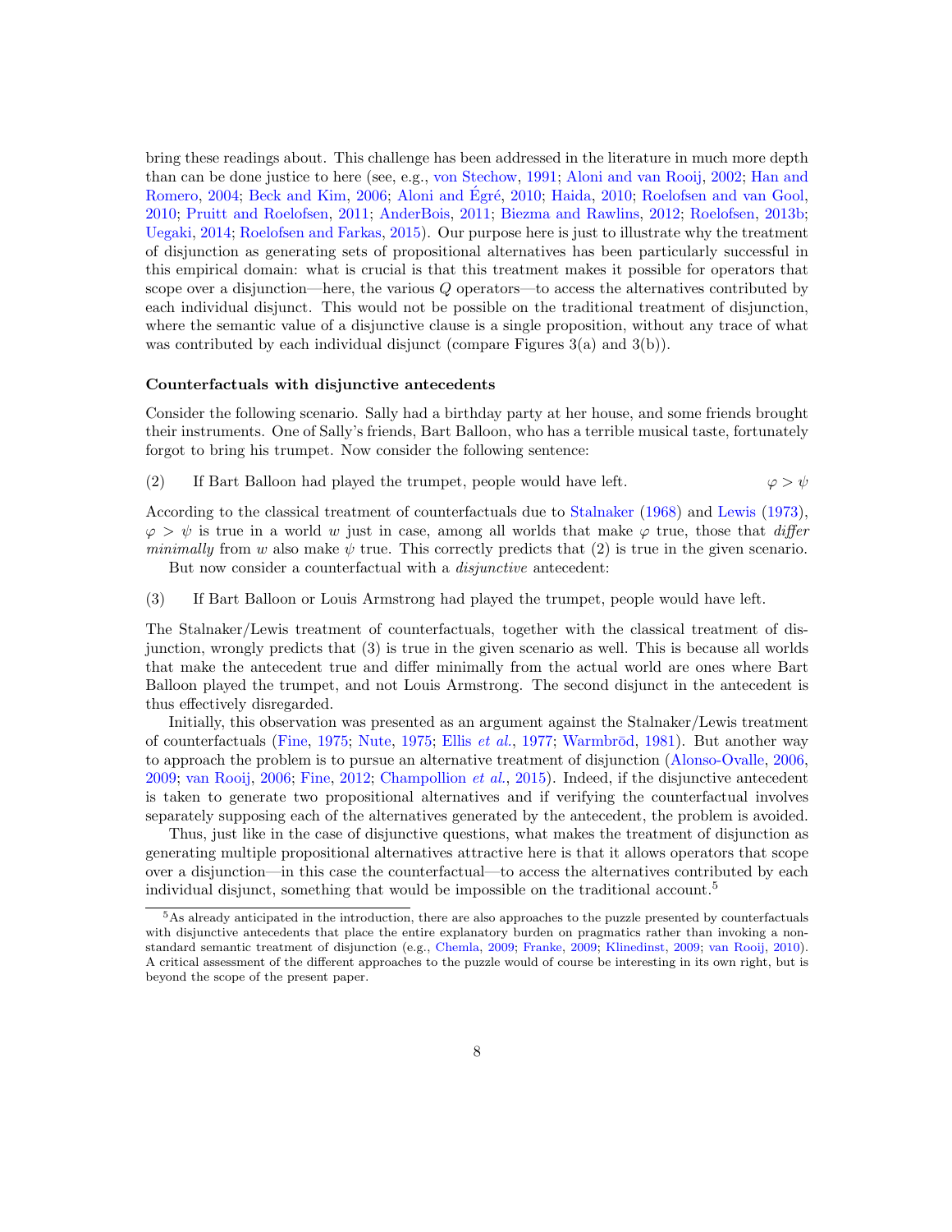bring these readings about. This challenge has been addressed in the literature in much more depth than can be done justice to here (see, e.g., von Stechow, 1991; Aloni and van Rooij, 2002; Han and Romero, 2004; Beck and Kim, 2006; Aloni and Égré, 2010; Haida, 2010; Roelofsen and van Gool, 2010; Pruitt and Roelofsen, 2011; AnderBois, 2011; Biezma and Rawlins, 2012; Roelofsen, 2013b; Uegaki, 2014; Roelofsen and Farkas, 2015). Our purpose here is just to illustrate why the treatment of disjunction as generating sets of propositional alternatives has been particularly successful in this empirical domain: what is crucial is that this treatment makes it possible for operators that scope over a disjunction—here, the various $Q$ operators—to access the alternatives contributed by each individual disjunct. This would not be possible on the traditional treatment of disjunction, where the semantic value of a disjunctive clause is a single proposition, without any trace of what was contributed by each individual disjunct (compare Figures 3(a) and 3(b)).

**Counterfactuals with disjunctive antecedents**

Consider the following scenario. Sally had a birthday party at her house, and some friends brought their instruments. One of Sally's friends, Bart Balloon, who has a terrible musical taste, fortunately forgot to bring his trumpet. Now consider the following sentence:

(2) If Bart Balloon had played the trumpet, people would have left. $\varphi > \psi$

According to the classical treatment of counterfactuals due to Stalnaker (1968) and Lewis (1973), $\varphi > \psi$ is true in a world $w$ just in case, among all worlds that make $\varphi$ true, those that *differ minimally* from $w$ also make $\psi$ true. This correctly predicts that (2) is true in the given scenario.

But now consider a counterfactual with a *disjunctive* antecedent:

(3) If Bart Balloon or Louis Armstrong had played the trumpet, people would have left.

The Stalnaker/Lewis treatment of counterfactuals, together with the classical treatment of disjunction, wrongly predicts that (3) is true in the given scenario as well. This is because all worlds that make the antecedent true and differ minimally from the actual world are ones where Bart Balloon played the trumpet, and not Louis Armstrong. The second disjunct in the antecedent is thus effectively disregarded.

Initially, this observation was presented as an argument against the Stalnaker/Lewis treatment of counterfactuals (Fine, 1975; Nute, 1975; Ellis *et al.*, 1977; Warmbrōd, 1981). But another way to approach the problem is to pursue an alternative treatment of disjunction (Alonso-Ovalle, 2006, 2009; van Rooij, 2006; Fine, 2012; Champollion *et al.*, 2015). Indeed, if the disjunctive antecedent is taken to generate two propositional alternatives and if verifying the counterfactual involves separately supposing each of the alternatives generated by the antecedent, the problem is avoided.

Thus, just like in the case of disjunctive questions, what makes the treatment of disjunction as generating multiple propositional alternatives attractive here is that it allows operators that scope over a disjunction—in this case the counterfactual—to access the alternatives contributed by each individual disjunct, something that would be impossible on the traditional account.[5]

[5] As already anticipated in the introduction, there are also approaches to the puzzle presented by counterfactuals with disjunctive antecedents that place the entire explanatory burden on pragmatics rather than invoking a non-standard semantic treatment of disjunction (e.g., Chemla, 2009; Franke, 2009; Klinedinst, 2009; van Rooij, 2010). A critical assessment of the different approaches to the puzzle would of course be interesting in its own right, but is beyond the scope of the present paper.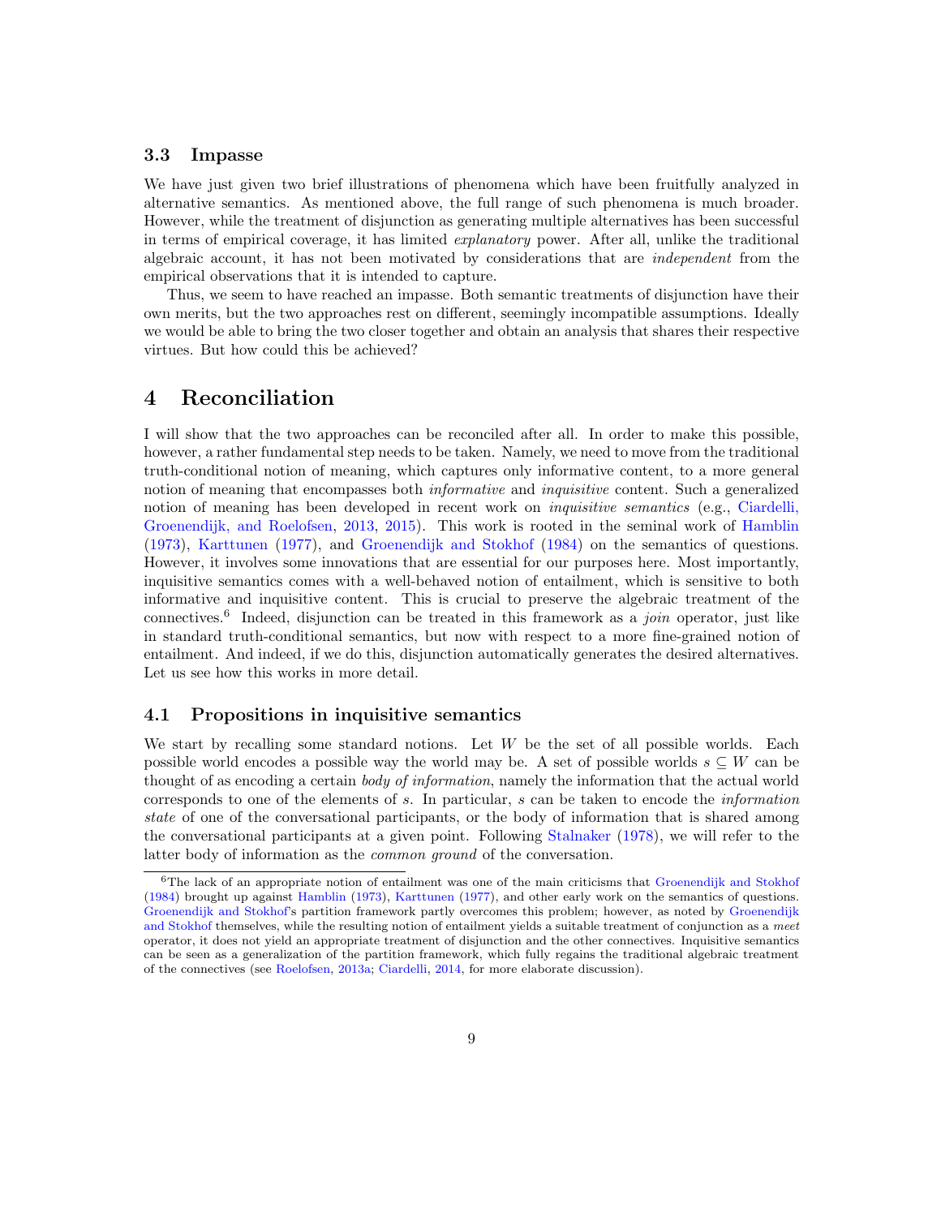### 3.3 Impasse

We have just given two brief illustrations of phenomena which have been fruitfully analyzed in alternative semantics. As mentioned above, the full range of such phenomena is much broader. However, while the treatment of disjunction as generating multiple alternatives has been successful in terms of empirical coverage, it has limited *explanatory* power. After all, unlike the traditional algebraic account, it has not been motivated by considerations that are *independent* from the empirical observations that it is intended to capture.

Thus, we seem to have reached an impasse. Both semantic treatments of disjunction have their own merits, but the two approaches rest on different, seemingly incompatible assumptions. Ideally we would be able to bring the two closer together and obtain an analysis that shares their respective virtues. But how could this be achieved?

## 4 Reconciliation

I will show that the two approaches can be reconciled after all. In order to make this possible, however, a rather fundamental step needs to be taken. Namely, we need to move from the traditional truth-conditional notion of meaning, which captures only informative content, to a more general notion of meaning that encompasses both *informative* and *inquisitive* content. Such a generalized notion of meaning has been developed in recent work on *inquisitive semantics* (e.g., Ciardelli, Groenendijk, and Roelofsen, 2013, 2015). This work is rooted in the seminal work of Hamblin (1973), Karttunen (1977), and Groenendijk and Stokhof (1984) on the semantics of questions. However, it involves some innovations that are essential for our purposes here. Most importantly, inquisitive semantics comes with a well-behaved notion of entailment, which is sensitive to both informative and inquisitive content. This is crucial to preserve the algebraic treatment of the connectives.[6] Indeed, disjunction can be treated in this framework as a *join* operator, just like in standard truth-conditional semantics, but now with respect to a more fine-grained notion of entailment. And indeed, if we do this, disjunction automatically generates the desired alternatives. Let us see how this works in more detail.

### 4.1 Propositions in inquisitive semantics

We start by recalling some standard notions. Let $W$ be the set of all possible worlds. Each possible world encodes a possible way the world may be. A set of possible worlds $s \subseteq W$ can be thought of as encoding a certain *body of information*, namely the information that the actual world corresponds to one of the elements of $s$. In particular, $s$ can be taken to encode the *information state* of one of the conversational participants, or the body of information that is shared among the conversational participants at a given point. Following Stalnaker (1978), we will refer to the latter body of information as the *common ground* of the conversation.

---

[6] The lack of an appropriate notion of entailment was one of the main criticisms that Groenendijk and Stokhof (1984) brought up against Hamblin (1973), Karttunen (1977), and other early work on the semantics of questions. Groenendijk and Stokhof's partition framework partly overcomes this problem; however, as noted by Groenendijk and Stokhof themselves, while the resulting notion of entailment yields a suitable treatment of conjunction as a *meet* operator, it does not yield an appropriate treatment of disjunction and the other connectives. Inquisitive semantics can be seen as a generalization of the partition framework, which fully regains the traditional algebraic treatment of the connectives (see Roelofsen, 2013a; Ciardelli, 2014, for more elaborate discussion).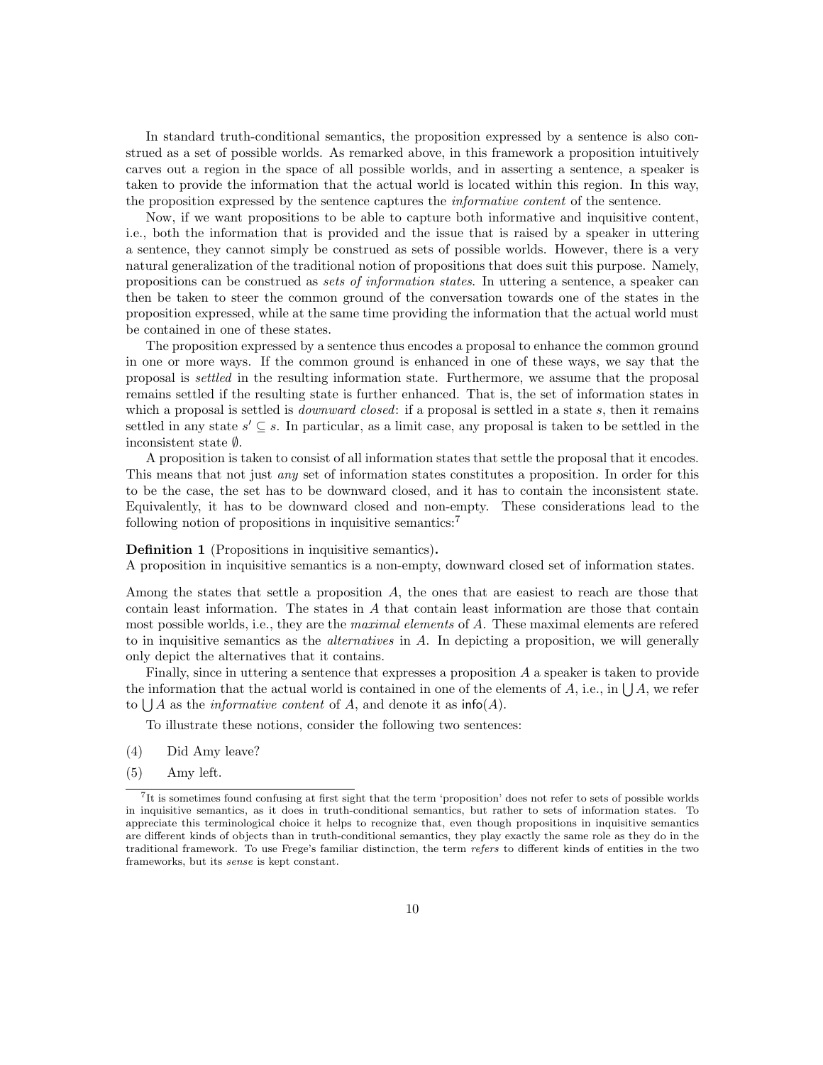In standard truth-conditional semantics, the proposition expressed by a sentence is also construed as a set of possible worlds. As remarked above, in this framework a proposition intuitively carves out a region in the space of all possible worlds, and in asserting a sentence, a speaker is taken to provide the information that the actual world is located within this region. In this way, the proposition expressed by the sentence captures the *informative content* of the sentence.

Now, if we want propositions to be able to capture both informative and inquisitive content, i.e., both the information that is provided and the issue that is raised by a speaker in uttering a sentence, they cannot simply be construed as sets of possible worlds. However, there is a very natural generalization of the traditional notion of propositions that does suit this purpose. Namely, propositions can be construed as *sets of information states*. In uttering a sentence, a speaker can then be taken to steer the common ground of the conversation towards one of the states in the proposition expressed, while at the same time providing the information that the actual world must be contained in one of these states.

The proposition expressed by a sentence thus encodes a proposal to enhance the common ground in one or more ways. If the common ground is enhanced in one of these ways, we say that the proposal is *settled* in the resulting information state. Furthermore, we assume that the proposal remains settled if the resulting state is further enhanced. That is, the set of information states in which a proposal is settled is *downward closed*: if a proposal is settled in a state $s$, then it remains settled in any state $s' \subseteq s$. In particular, as a limit case, any proposal is taken to be settled in the inconsistent state $\emptyset$.

A proposition is taken to consist of all information states that settle the proposal that it encodes. This means that not just *any* set of information states constitutes a proposition. In order for this to be the case, the set has to be downward closed, and it has to contain the inconsistent state. Equivalently, it has to be downward closed and non-empty. These considerations lead to the following notion of propositions in inquisitive semantics:[7]

**Definition 1** (Propositions in inquisitive semantics)**.**
A proposition in inquisitive semantics is a non-empty, downward closed set of information states.

Among the states that settle a proposition $A$, the ones that are easiest to reach are those that contain least information. The states in $A$ that contain least information are those that contain most possible worlds, i.e., they are the *maximal elements* of $A$. These maximal elements are refered to in inquisitive semantics as the *alternatives* in $A$. In depicting a proposition, we will generally only depict the alternatives that it contains.

Finally, since in uttering a sentence that expresses a proposition $A$ a speaker is taken to provide the information that the actual world is contained in one of the elements of $A$, i.e., in $\bigcup A$, we refer to $\bigcup A$ as the *informative content* of $A$, and denote it as $\mathsf{info}(A)$.

To illustrate these notions, consider the following two sentences:

(4) Did Amy leave?

(5) Amy left.

[7] It is sometimes found confusing at first sight that the term 'proposition' does not refer to sets of possible worlds in inquisitive semantics, as it does in truth-conditional semantics, but rather to sets of information states. To appreciate this terminological choice it helps to recognize that, even though propositions in inquisitive semantics are different kinds of objects than in truth-conditional semantics, they play exactly the same role as they do in the traditional framework. To use Frege's familiar distinction, the term *refers* to different kinds of entities in the two frameworks, but its *sense* is kept constant.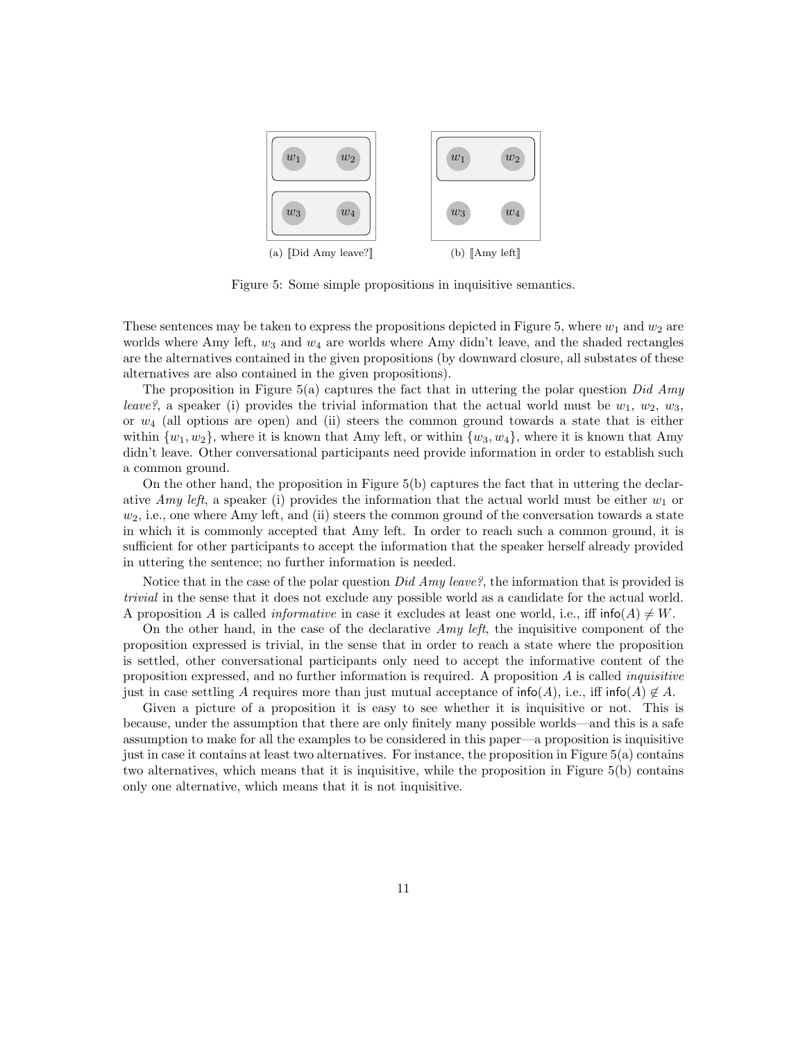(a) ⟦Did Amy leave?⟧ (b) ⟦Amy left⟧

Figure 5: Some simple propositions in inquisitive semantics.

These sentences may be taken to express the propositions depicted in Figure 5, where $w_1$ and $w_2$ are worlds where Amy left, $w_3$ and $w_4$ are worlds where Amy didn't leave, and the shaded rectangles are the alternatives contained in the given propositions (by downward closure, all substates of these alternatives are also contained in the given propositions).

The proposition in Figure 5(a) captures the fact that in uttering the polar question *Did Amy leave?*, a speaker (i) provides the trivial information that the actual world must be $w_1$, $w_2$, $w_3$, or $w_4$ (all options are open) and (ii) steers the common ground towards a state that is either within $\{w_1, w_2\}$, where it is known that Amy left, or within $\{w_3, w_4\}$, where it is known that Amy didn't leave. Other conversational participants need provide information in order to establish such a common ground.

On the other hand, the proposition in Figure 5(b) captures the fact that in uttering the declarative *Amy left*, a speaker (i) provides the information that the actual world must be either $w_1$ or $w_2$, i.e., one where Amy left, and (ii) steers the common ground of the conversation towards a state in which it is commonly accepted that Amy left. In order to reach such a common ground, it is sufficient for other participants to accept the information that the speaker herself already provided in uttering the sentence; no further information is needed.

Notice that in the case of the polar question *Did Amy leave?*, the information that is provided is *trivial* in the sense that it does not exclude any possible world as a candidate for the actual world. A proposition $A$ is called *informative* in case it excludes at least one world, i.e., iff $\mathsf{info}(A) \neq W$.

On the other hand, in the case of the declarative *Amy left*, the inquisitive component of the proposition expressed is trivial, in the sense that in order to reach a state where the proposition is settled, other conversational participants only need to accept the informative content of the proposition expressed, and no further information is required. A proposition $A$ is called *inquisitive* just in case settling $A$ requires more than just mutual acceptance of $\mathsf{info}(A)$, i.e., iff $\mathsf{info}(A) \notin A$.

Given a picture of a proposition it is easy to see whether it is inquisitive or not. This is because, under the assumption that there are only finitely many possible worlds—and this is a safe assumption to make for all the examples to be considered in this paper—a proposition is inquisitive just in case it contains at least two alternatives. For instance, the proposition in Figure 5(a) contains two alternatives, which means that it is inquisitive, while the proposition in Figure 5(b) contains only one alternative, which means that it is not inquisitive.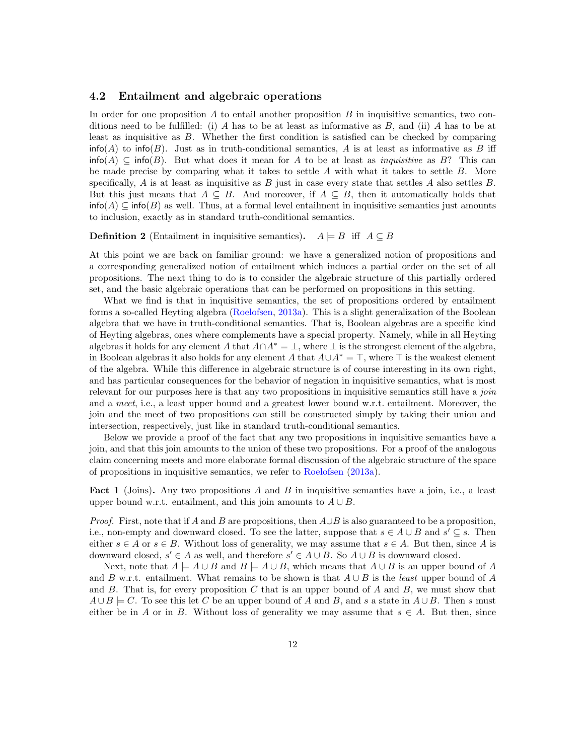### 4.2 Entailment and algebraic operations

In order for one proposition $A$ to entail another proposition $B$ in inquisitive semantics, two conditions need to be fulfilled: (i) $A$ has to be at least as informative as $B$, and (ii) $A$ has to be at least as inquisitive as $B$. Whether the first condition is satisfied can be checked by comparing $\mathsf{info}(A)$ to $\mathsf{info}(B)$. Just as in truth-conditional semantics, $A$ is at least as informative as $B$ iff $\mathsf{info}(A) \subseteq \mathsf{info}(B)$. But what does it mean for $A$ to be at least as *inquisitive* as $B$? This can be made precise by comparing what it takes to settle $A$ with what it takes to settle $B$. More specifically, $A$ is at least as inquisitive as $B$ just in case every state that settles $A$ also settles $B$. But this just means that $A \subseteq B$. And moreover, if $A \subseteq B$, then it automatically holds that $\mathsf{info}(A) \subseteq \mathsf{info}(B)$ as well. Thus, at a formal level entailment in inquisitive semantics just amounts to inclusion, exactly as in standard truth-conditional semantics.

**Definition 2** (Entailment in inquisitive semantics)**.** $A \models B$ iff $A \subseteq B$

At this point we are back on familiar ground: we have a generalized notion of propositions and a corresponding generalized notion of entailment which induces a partial order on the set of all propositions. The next thing to do is to consider the algebraic structure of this partially ordered set, and the basic algebraic operations that can be performed on propositions in this setting.

What we find is that in inquisitive semantics, the set of propositions ordered by entailment forms a so-called Heyting algebra (Roelofsen, 2013a). This is a slight generalization of the Boolean algebra that we have in truth-conditional semantics. That is, Boolean algebras are a specific kind of Heyting algebras, ones where complements have a special property. Namely, while in all Heyting algebras it holds for any element $A$ that $A \cap A^* = \bot$, where $\bot$ is the strongest element of the algebra, in Boolean algebras it also holds for any element $A$ that $A \cup A^* = \top$, where $\top$ is the weakest element of the algebra. While this difference in algebraic structure is of course interesting in its own right, and has particular consequences for the behavior of negation in inquisitive semantics, what is most relevant for our purposes here is that any two propositions in inquisitive semantics still have a *join* and a *meet*, i.e., a least upper bound and a greatest lower bound w.r.t. entailment. Moreover, the join and the meet of two propositions can still be constructed simply by taking their union and intersection, respectively, just like in standard truth-conditional semantics.

Below we provide a proof of the fact that any two propositions in inquisitive semantics have a join, and that this join amounts to the union of these two propositions. For a proof of the analogous claim concerning meets and more elaborate formal discussion of the algebraic structure of the space of propositions in inquisitive semantics, we refer to Roelofsen (2013a).

**Fact 1** (Joins)**.** Any two propositions $A$ and $B$ in inquisitive semantics have a join, i.e., a least upper bound w.r.t. entailment, and this join amounts to $A \cup B$.

*Proof.* First, note that if $A$ and $B$ are propositions, then $A \cup B$ is also guaranteed to be a proposition, i.e., non-empty and downward closed. To see the latter, suppose that $s \in A \cup B$ and $s' \subseteq s$. Then either $s \in A$ or $s \in B$. Without loss of generality, we may assume that $s \in A$. But then, since $A$ is downward closed, $s' \in A$ as well, and therefore $s' \in A \cup B$. So $A \cup B$ is downward closed.

Next, note that $A \models A \cup B$ and $B \models A \cup B$, which means that $A \cup B$ is an upper bound of $A$ and $B$ w.r.t. entailment. What remains to be shown is that $A \cup B$ is the *least* upper bound of $A$ and $B$. That is, for every proposition $C$ that is an upper bound of $A$ and $B$, we must show that $A \cup B \models C$. To see this let $C$ be an upper bound of $A$ and $B$, and $s$ a state in $A \cup B$. Then $s$ must either be in $A$ or in $B$. Without loss of generality we may assume that $s \in A$. But then, since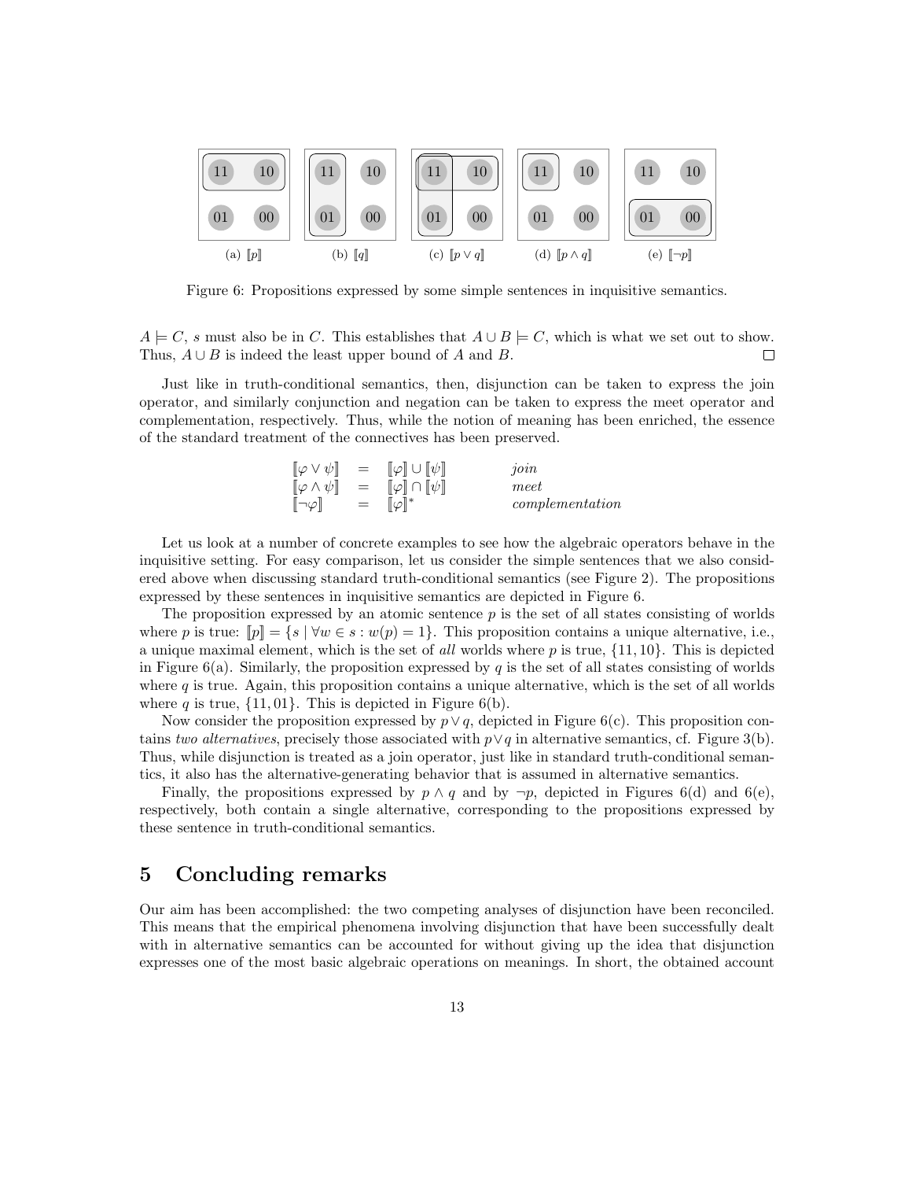(a) $[\![p]\!]$ (b) $[\![q]\!]$ (c) $[\![p \vee q]\!]$ (d) $[\![p \wedge q]\!]$ (e) $[\![\neg p]\!]$

Figure 6: Propositions expressed by some simple sentences in inquisitive semantics.

$A \models C$, $s$ must also be in $C$. This establishes that $A \cup B \models C$, which is what we set out to show. Thus, $A \cup B$ is indeed the least upper bound of $A$ and $B$. □

Just like in truth-conditional semantics, then, disjunction can be taken to express the join operator, and similarly conjunction and negation can be taken to express the meet operator and complementation, respectively. Thus, while the notion of meaning has been enriched, the essence of the standard treatment of the connectives has been preserved.

$$
\begin{array}{llll}
[\![\varphi \vee \psi]\!] & = & [\![\varphi]\!] \cup [\![\psi]\!] & \textit{join} \\
[\![\varphi \wedge \psi]\!] & = & [\![\varphi]\!] \cap [\![\psi]\!] & \textit{meet} \\
[\![\neg\varphi]\!] & = & [\![\varphi]\!]^{*} & \textit{complementation}
\end{array}
$$

Let us look at a number of concrete examples to see how the algebraic operators behave in the inquisitive setting. For easy comparison, let us consider the simple sentences that we also considered above when discussing standard truth-conditional semantics (see Figure 2). The propositions expressed by these sentences in inquisitive semantics are depicted in Figure 6.

The proposition expressed by an atomic sentence $p$ is the set of all states consisting of worlds where $p$ is true: $[\![p]\!] = \{s \mid \forall w \in s : w(p) = 1\}$. This proposition contains a unique alternative, i.e., a unique maximal element, which is the set of *all* worlds where $p$ is true, $\{11, 10\}$. This is depicted in Figure 6(a). Similarly, the proposition expressed by $q$ is the set of all states consisting of worlds where $q$ is true. Again, this proposition contains a unique alternative, which is the set of all worlds where $q$ is true, $\{11, 01\}$. This is depicted in Figure 6(b).

Now consider the proposition expressed by $p \vee q$, depicted in Figure 6(c). This proposition contains *two alternatives*, precisely those associated with $p \vee q$ in alternative semantics, cf. Figure 3(b). Thus, while disjunction is treated as a join operator, just like in standard truth-conditional semantics, it also has the alternative-generating behavior that is assumed in alternative semantics.

Finally, the propositions expressed by $p \wedge q$ and by $\neg p$, depicted in Figures 6(d) and 6(e), respectively, both contain a single alternative, corresponding to the propositions expressed by these sentence in truth-conditional semantics.

# 5 Concluding remarks

Our aim has been accomplished: the two competing analyses of disjunction have been reconciled. This means that the empirical phenomena involving disjunction that have been successfully dealt with in alternative semantics can be accounted for without giving up the idea that disjunction expresses one of the most basic algebraic operations on meanings. In short, the obtained account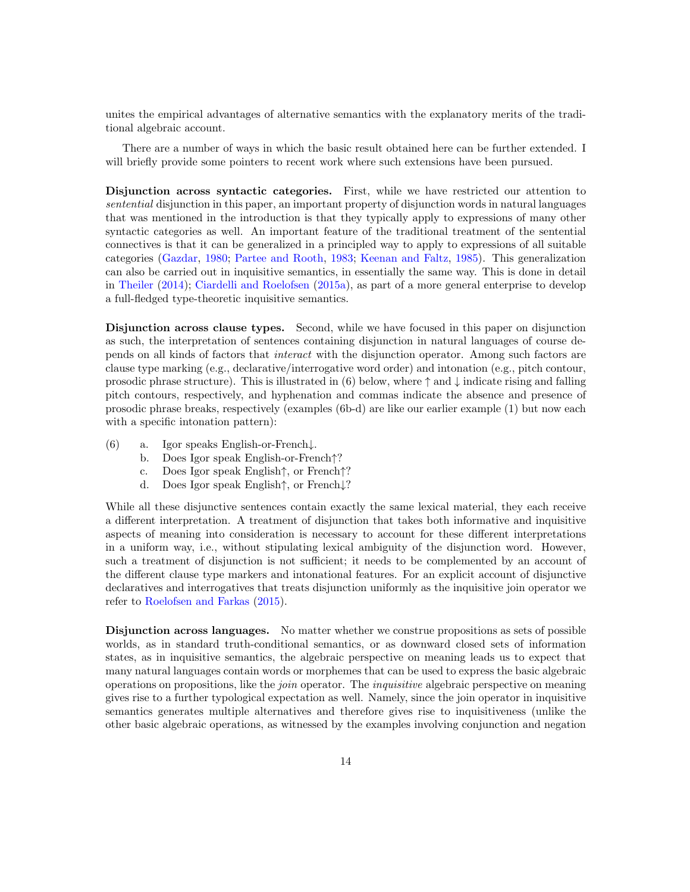unites the empirical advantages of alternative semantics with the explanatory merits of the traditional algebraic account.

There are a number of ways in which the basic result obtained here can be further extended. I will briefly provide some pointers to recent work where such extensions have been pursued.

**Disjunction across syntactic categories.** First, while we have restricted our attention to *sentential* disjunction in this paper, an important property of disjunction words in natural languages that was mentioned in the introduction is that they typically apply to expressions of many other syntactic categories as well. An important feature of the traditional treatment of the sentential connectives is that it can be generalized in a principled way to apply to expressions of all suitable categories (Gazdar, 1980; Partee and Rooth, 1983; Keenan and Faltz, 1985). This generalization can also be carried out in inquisitive semantics, in essentially the same way. This is done in detail in Theiler (2014); Ciardelli and Roelofsen (2015a), as part of a more general enterprise to develop a full-fledged type-theoretic inquisitive semantics.

**Disjunction across clause types.** Second, while we have focused in this paper on disjunction as such, the interpretation of sentences containing disjunction in natural languages of course depends on all kinds of factors that *interact* with the disjunction operator. Among such factors are clause type marking (e.g., declarative/interrogative word order) and intonation (e.g., pitch contour, prosodic phrase structure). This is illustrated in (6) below, where ↑ and ↓ indicate rising and falling pitch contours, respectively, and hyphenation and commas indicate the absence and presence of prosodic phrase breaks, respectively (examples (6b-d) are like our earlier example (1) but now each with a specific intonation pattern):

(6) a. Igor speaks English-or-French↓.
    b. Does Igor speak English-or-French↑?
    c. Does Igor speak English↑, or French↑?
    d. Does Igor speak English↑, or French↓?

While all these disjunctive sentences contain exactly the same lexical material, they each receive a different interpretation. A treatment of disjunction that takes both informative and inquisitive aspects of meaning into consideration is necessary to account for these different interpretations in a uniform way, i.e., without stipulating lexical ambiguity of the disjunction word. However, such a treatment of disjunction is not sufficient; it needs to be complemented by an account of the different clause type markers and intonational features. For an explicit account of disjunctive declaratives and interrogatives that treats disjunction uniformly as the inquisitive join operator we refer to Roelofsen and Farkas (2015).

**Disjunction across languages.** No matter whether we construe propositions as sets of possible worlds, as in standard truth-conditional semantics, or as downward closed sets of information states, as in inquisitive semantics, the algebraic perspective on meaning leads us to expect that many natural languages contain words or morphemes that can be used to express the basic algebraic operations on propositions, like the *join* operator. The *inquisitive* algebraic perspective on meaning gives rise to a further typological expectation as well. Namely, since the join operator in inquisitive semantics generates multiple alternatives and therefore gives rise to inquisitiveness (unlike the other basic algebraic operations, as witnessed by the examples involving conjunction and negation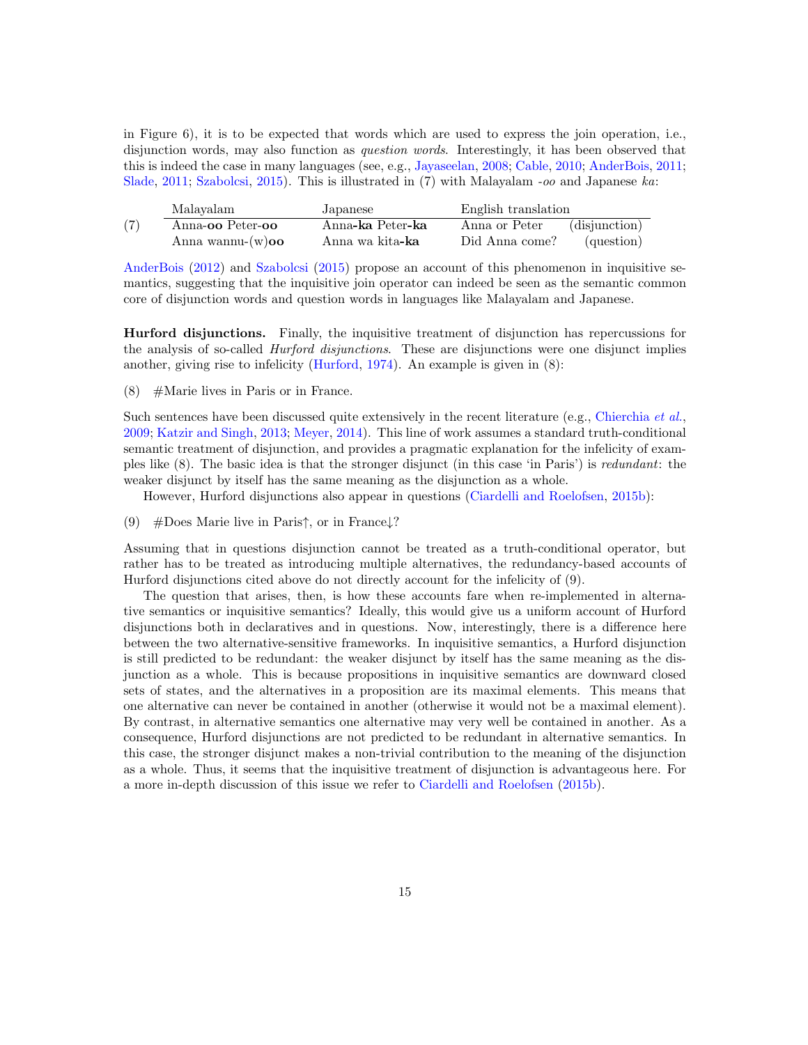in Figure 6), it is to be expected that words which are used to express the join operation, i.e., disjunction words, may also function as *question words*. Interestingly, it has been observed that this is indeed the case in many languages (see, e.g., Jayaseelan, 2008; Cable, 2010; AnderBois, 2011; Slade, 2011; Szabolcsi, 2015). This is illustrated in (7) with Malayalam *-oo* and Japanese *ka*:

(7)

| Malayalam | Japanese | English translation | |
|---|---|---|---|
| Anna-**oo** Peter-**oo** | Anna-**ka** Peter-**ka** | Anna or Peter | (disjunction) |
| Anna wannu-(w)**oo** | Anna wa kita-**ka** | Did Anna come? | (question) |

AnderBois (2012) and Szabolcsi (2015) propose an account of this phenomenon in inquisitive semantics, suggesting that the inquisitive join operator can indeed be seen as the semantic common core of disjunction words and question words in languages like Malayalam and Japanese.

**Hurford disjunctions.** Finally, the inquisitive treatment of disjunction has repercussions for the analysis of so-called *Hurford disjunctions*. These are disjunctions were one disjunct implies another, giving rise to infelicity (Hurford, 1974). An example is given in (8):

(8) #Marie lives in Paris or in France.

Such sentences have been discussed quite extensively in the recent literature (e.g., Chierchia *et al.*, 2009; Katzir and Singh, 2013; Meyer, 2014). This line of work assumes a standard truth-conditional semantic treatment of disjunction, and provides a pragmatic explanation for the infelicity of examples like (8). The basic idea is that the stronger disjunct (in this case 'in Paris') is *redundant*: the weaker disjunct by itself has the same meaning as the disjunction as a whole.

However, Hurford disjunctions also appear in questions (Ciardelli and Roelofsen, 2015b):

(9) #Does Marie live in Paris↑, or in France↓?

Assuming that in questions disjunction cannot be treated as a truth-conditional operator, but rather has to be treated as introducing multiple alternatives, the redundancy-based accounts of Hurford disjunctions cited above do not directly account for the infelicity of (9).

The question that arises, then, is how these accounts fare when re-implemented in alternative semantics or inquisitive semantics? Ideally, this would give us a uniform account of Hurford disjunctions both in declaratives and in questions. Now, interestingly, there is a difference here between the two alternative-sensitive frameworks. In inquisitive semantics, a Hurford disjunction is still predicted to be redundant: the weaker disjunct by itself has the same meaning as the disjunction as a whole. This is because propositions in inquisitive semantics are downward closed sets of states, and the alternatives in a proposition are its maximal elements. This means that one alternative can never be contained in another (otherwise it would not be a maximal element). By contrast, in alternative semantics one alternative may very well be contained in another. As a consequence, Hurford disjunctions are not predicted to be redundant in alternative semantics. In this case, the stronger disjunct makes a non-trivial contribution to the meaning of the disjunction as a whole. Thus, it seems that the inquisitive treatment of disjunction is advantageous here. For a more in-depth discussion of this issue we refer to Ciardelli and Roelofsen (2015b).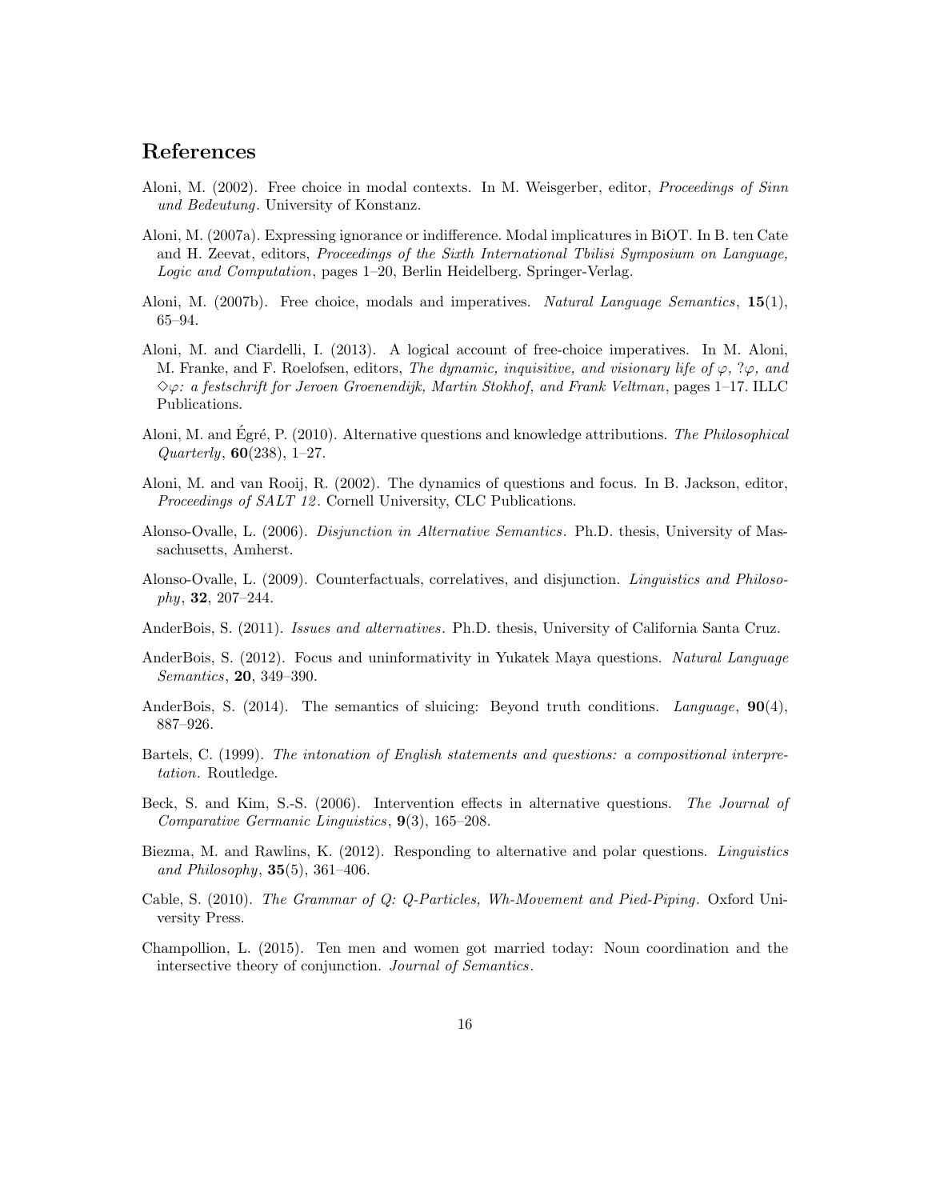# References

Aloni, M. (2002). Free choice in modal contexts. In M. Weisgerber, editor, *Proceedings of Sinn und Bedeutung*. University of Konstanz.

Aloni, M. (2007a). Expressing ignorance or indifference. Modal implicatures in BiOT. In B. ten Cate and H. Zeevat, editors, *Proceedings of the Sixth International Tbilisi Symposium on Language, Logic and Computation*, pages 1–20, Berlin Heidelberg. Springer-Verlag.

Aloni, M. (2007b). Free choice, modals and imperatives. *Natural Language Semantics*, **15**(1), 65–94.

Aloni, M. and Ciardelli, I. (2013). A logical account of free-choice imperatives. In M. Aloni, M. Franke, and F. Roelofsen, editors, *The dynamic, inquisitive, and visionary life of $\varphi$, ?$\varphi$, and $\Diamond\varphi$: a festschrift for Jeroen Groenendijk, Martin Stokhof, and Frank Veltman*, pages 1–17. ILLC Publications.

Aloni, M. and Égré, P. (2010). Alternative questions and knowledge attributions. *The Philosophical Quarterly*, **60**(238), 1–27.

Aloni, M. and van Rooij, R. (2002). The dynamics of questions and focus. In B. Jackson, editor, *Proceedings of SALT 12*. Cornell University, CLC Publications.

Alonso-Ovalle, L. (2006). *Disjunction in Alternative Semantics*. Ph.D. thesis, University of Massachusetts, Amherst.

Alonso-Ovalle, L. (2009). Counterfactuals, correlatives, and disjunction. *Linguistics and Philosophy*, **32**, 207–244.

AnderBois, S. (2011). *Issues and alternatives*. Ph.D. thesis, University of California Santa Cruz.

AnderBois, S. (2012). Focus and uninformativity in Yukatek Maya questions. *Natural Language Semantics*, **20**, 349–390.

AnderBois, S. (2014). The semantics of sluicing: Beyond truth conditions. *Language*, **90**(4), 887–926.

Bartels, C. (1999). *The intonation of English statements and questions: a compositional interpretation*. Routledge.

Beck, S. and Kim, S.-S. (2006). Intervention effects in alternative questions. *The Journal of Comparative Germanic Linguistics*, **9**(3), 165–208.

Biezma, M. and Rawlins, K. (2012). Responding to alternative and polar questions. *Linguistics and Philosophy*, **35**(5), 361–406.

Cable, S. (2010). *The Grammar of Q: Q-Particles, Wh-Movement and Pied-Piping*. Oxford University Press.

Champollion, L. (2015). Ten men and women got married today: Noun coordination and the intersective theory of conjunction. *Journal of Semantics*.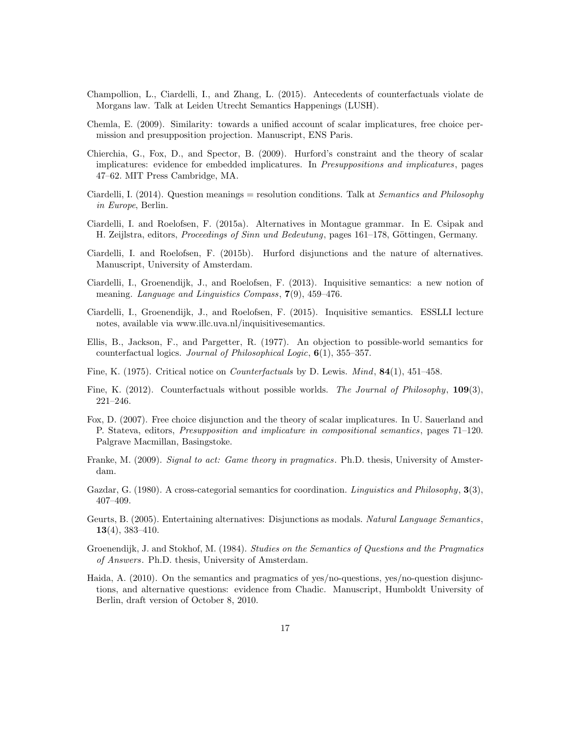Champollion, L., Ciardelli, I., and Zhang, L. (2015). Antecedents of counterfactuals violate de Morgans law. Talk at Leiden Utrecht Semantics Happenings (LUSH).

Chemla, E. (2009). Similarity: towards a unified account of scalar implicatures, free choice permission and presupposition projection. Manuscript, ENS Paris.

Chierchia, G., Fox, D., and Spector, B. (2009). Hurford's constraint and the theory of scalar implicatures: evidence for embedded implicatures. In *Presuppositions and implicatures*, pages 47–62. MIT Press Cambridge, MA.

Ciardelli, I. (2014). Question meanings = resolution conditions. Talk at *Semantics and Philosophy in Europe*, Berlin.

Ciardelli, I. and Roelofsen, F. (2015a). Alternatives in Montague grammar. In E. Csipak and H. Zeijlstra, editors, *Proceedings of Sinn und Bedeutung*, pages 161–178, Göttingen, Germany.

Ciardelli, I. and Roelofsen, F. (2015b). Hurford disjunctions and the nature of alternatives. Manuscript, University of Amsterdam.

Ciardelli, I., Groenendijk, J., and Roelofsen, F. (2013). Inquisitive semantics: a new notion of meaning. *Language and Linguistics Compass*, **7**(9), 459–476.

Ciardelli, I., Groenendijk, J., and Roelofsen, F. (2015). Inquisitive semantics. ESSLLI lecture notes, available via www.illc.uva.nl/inquisitivesemantics.

Ellis, B., Jackson, F., and Pargetter, R. (1977). An objection to possible-world semantics for counterfactual logics. *Journal of Philosophical Logic*, **6**(1), 355–357.

Fine, K. (1975). Critical notice on *Counterfactuals* by D. Lewis. *Mind*, **84**(1), 451–458.

Fine, K. (2012). Counterfactuals without possible worlds. *The Journal of Philosophy*, **109**(3), 221–246.

Fox, D. (2007). Free choice disjunction and the theory of scalar implicatures. In U. Sauerland and P. Stateva, editors, *Presupposition and implicature in compositional semantics*, pages 71–120. Palgrave Macmillan, Basingstoke.

Franke, M. (2009). *Signal to act: Game theory in pragmatics*. Ph.D. thesis, University of Amsterdam.

Gazdar, G. (1980). A cross-categorial semantics for coordination. *Linguistics and Philosophy*, **3**(3), 407–409.

Geurts, B. (2005). Entertaining alternatives: Disjunctions as modals. *Natural Language Semantics*, **13**(4), 383–410.

Groenendijk, J. and Stokhof, M. (1984). *Studies on the Semantics of Questions and the Pragmatics of Answers*. Ph.D. thesis, University of Amsterdam.

Haida, A. (2010). On the semantics and pragmatics of yes/no-questions, yes/no-question disjunctions, and alternative questions: evidence from Chadic. Manuscript, Humboldt University of Berlin, draft version of October 8, 2010.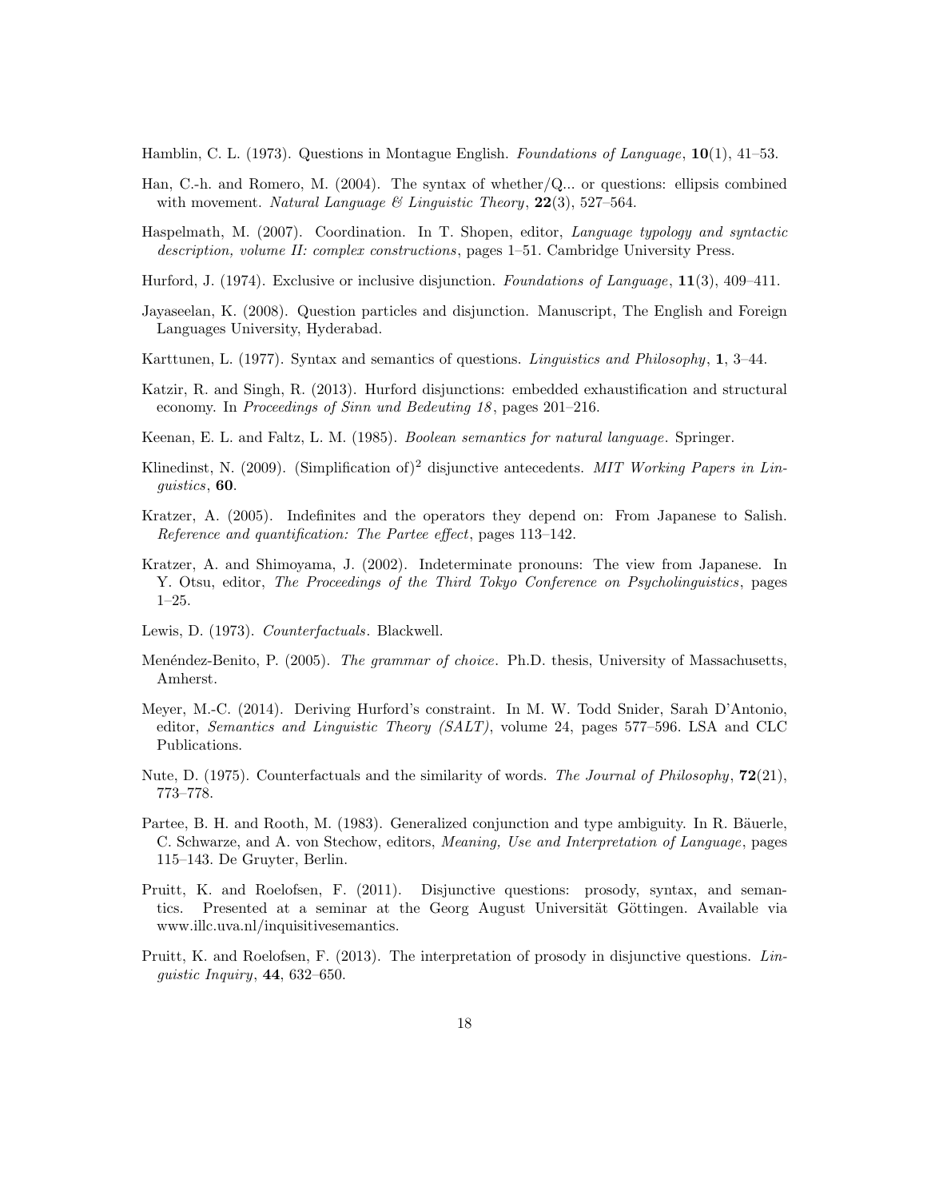Hamblin, C. L. (1973). Questions in Montague English. *Foundations of Language*, **10**(1), 41–53.

Han, C.-h. and Romero, M. (2004). The syntax of whether/Q... or questions: ellipsis combined with movement. *Natural Language & Linguistic Theory*, **22**(3), 527–564.

Haspelmath, M. (2007). Coordination. In T. Shopen, editor, *Language typology and syntactic description, volume II: complex constructions*, pages 1–51. Cambridge University Press.

Hurford, J. (1974). Exclusive or inclusive disjunction. *Foundations of Language*, **11**(3), 409–411.

Jayaseelan, K. (2008). Question particles and disjunction. Manuscript, The English and Foreign Languages University, Hyderabad.

Karttunen, L. (1977). Syntax and semantics of questions. *Linguistics and Philosophy*, **1**, 3–44.

Katzir, R. and Singh, R. (2013). Hurford disjunctions: embedded exhaustification and structural economy. In *Proceedings of Sinn und Bedeuting 18*, pages 201–216.

Keenan, E. L. and Faltz, L. M. (1985). *Boolean semantics for natural language*. Springer.

Klinedinst, N. (2009). (Simplification of)$^2$ disjunctive antecedents. *MIT Working Papers in Linguistics*, **60**.

Kratzer, A. (2005). Indefinites and the operators they depend on: From Japanese to Salish. *Reference and quantification: The Partee effect*, pages 113–142.

Kratzer, A. and Shimoyama, J. (2002). Indeterminate pronouns: The view from Japanese. In Y. Otsu, editor, *The Proceedings of the Third Tokyo Conference on Psycholinguistics*, pages 1–25.

Lewis, D. (1973). *Counterfactuals*. Blackwell.

Menéndez-Benito, P. (2005). *The grammar of choice*. Ph.D. thesis, University of Massachusetts, Amherst.

Meyer, M.-C. (2014). Deriving Hurford's constraint. In M. W. Todd Snider, Sarah D'Antonio, editor, *Semantics and Linguistic Theory (SALT)*, volume 24, pages 577–596. LSA and CLC Publications.

Nute, D. (1975). Counterfactuals and the similarity of words. *The Journal of Philosophy*, **72**(21), 773–778.

Partee, B. H. and Rooth, M. (1983). Generalized conjunction and type ambiguity. In R. Bäuerle, C. Schwarze, and A. von Stechow, editors, *Meaning, Use and Interpretation of Language*, pages 115–143. De Gruyter, Berlin.

Pruitt, K. and Roelofsen, F. (2011). Disjunctive questions: prosody, syntax, and semantics. Presented at a seminar at the Georg August Universität Göttingen. Available via www.illc.uva.nl/inquisitivesemantics.

Pruitt, K. and Roelofsen, F. (2013). The interpretation of prosody in disjunctive questions. *Linguistic Inquiry*, **44**, 632–650.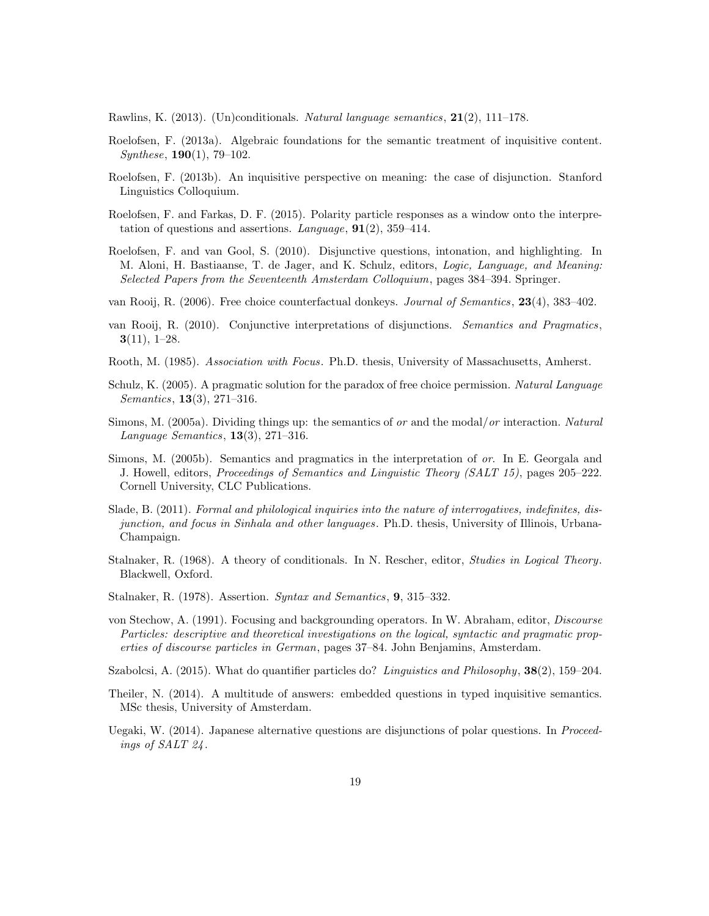Rawlins, K. (2013). (Un)conditionals. *Natural language semantics*, **21**(2), 111–178.

Roelofsen, F. (2013a). Algebraic foundations for the semantic treatment of inquisitive content. *Synthese*, **190**(1), 79–102.

Roelofsen, F. (2013b). An inquisitive perspective on meaning: the case of disjunction. Stanford Linguistics Colloquium.

Roelofsen, F. and Farkas, D. F. (2015). Polarity particle responses as a window onto the interpretation of questions and assertions. *Language*, **91**(2), 359–414.

Roelofsen, F. and van Gool, S. (2010). Disjunctive questions, intonation, and highlighting. In M. Aloni, H. Bastiaanse, T. de Jager, and K. Schulz, editors, *Logic, Language, and Meaning: Selected Papers from the Seventeenth Amsterdam Colloquium*, pages 384–394. Springer.

van Rooij, R. (2006). Free choice counterfactual donkeys. *Journal of Semantics*, **23**(4), 383–402.

van Rooij, R. (2010). Conjunctive interpretations of disjunctions. *Semantics and Pragmatics*, **3**(11), 1–28.

Rooth, M. (1985). *Association with Focus*. Ph.D. thesis, University of Massachusetts, Amherst.

Schulz, K. (2005). A pragmatic solution for the paradox of free choice permission. *Natural Language Semantics*, **13**(3), 271–316.

Simons, M. (2005a). Dividing things up: the semantics of *or* and the modal/*or* interaction. *Natural Language Semantics*, **13**(3), 271–316.

Simons, M. (2005b). Semantics and pragmatics in the interpretation of *or*. In E. Georgala and J. Howell, editors, *Proceedings of Semantics and Linguistic Theory (SALT 15)*, pages 205–222. Cornell University, CLC Publications.

Slade, B. (2011). *Formal and philological inquiries into the nature of interrogatives, indefinites, disjunction, and focus in Sinhala and other languages*. Ph.D. thesis, University of Illinois, Urbana-Champaign.

Stalnaker, R. (1968). A theory of conditionals. In N. Rescher, editor, *Studies in Logical Theory*. Blackwell, Oxford.

Stalnaker, R. (1978). Assertion. *Syntax and Semantics*, **9**, 315–332.

von Stechow, A. (1991). Focusing and backgrounding operators. In W. Abraham, editor, *Discourse Particles: descriptive and theoretical investigations on the logical, syntactic and pragmatic properties of discourse particles in German*, pages 37–84. John Benjamins, Amsterdam.

Szabolcsi, A. (2015). What do quantifier particles do? *Linguistics and Philosophy*, **38**(2), 159–204.

Theiler, N. (2014). A multitude of answers: embedded questions in typed inquisitive semantics. MSc thesis, University of Amsterdam.

Uegaki, W. (2014). Japanese alternative questions are disjunctions of polar questions. In *Proceedings of SALT 24*.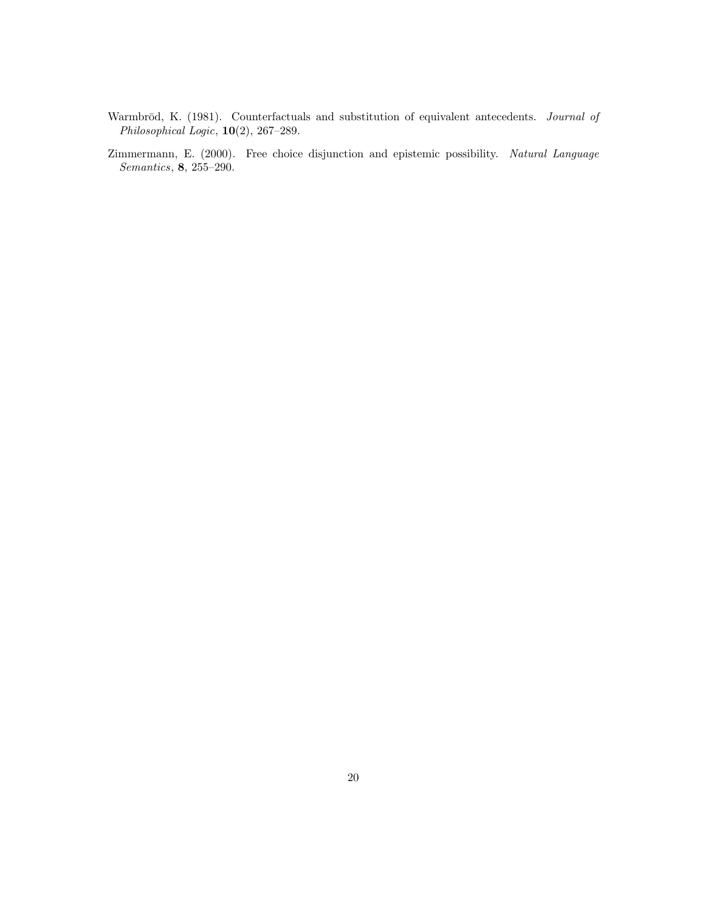Warmbrōd, K. (1981). Counterfactuals and substitution of equivalent antecedents. *Journal of Philosophical Logic*, **10**(2), 267–289.

Zimmermann, E. (2000). Free choice disjunction and epistemic possibility. *Natural Language Semantics*, **8**, 255–290.